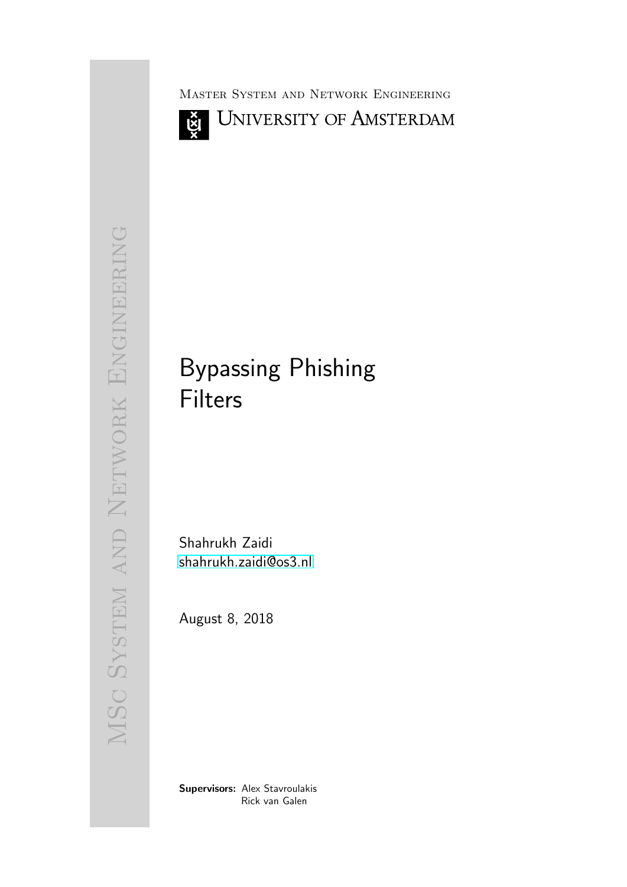Master System and Network Engineering

University of Amsterdam

MSc System and Network Engineering

# Bypassing Phishing Filters

Shahrukh Zaidi
shahrukh.zaidi@os3.nl

August 8, 2018

**Supervisors:** Alex Stavroulakis
Rick van Galen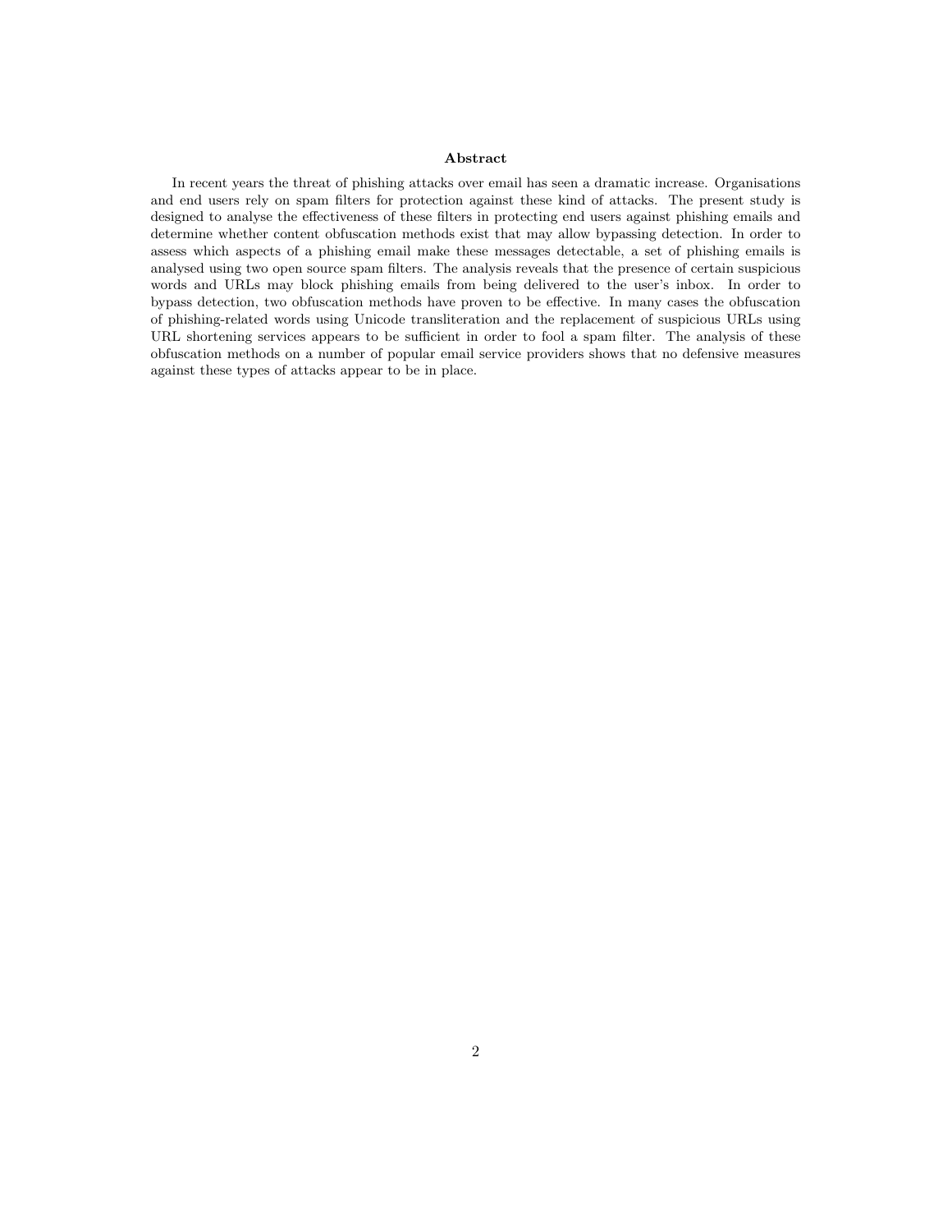## Abstract

In recent years the threat of phishing attacks over email has seen a dramatic increase. Organisations and end users rely on spam filters for protection against these kind of attacks. The present study is designed to analyse the effectiveness of these filters in protecting end users against phishing emails and determine whether content obfuscation methods exist that may allow bypassing detection. In order to assess which aspects of a phishing email make these messages detectable, a set of phishing emails is analysed using two open source spam filters. The analysis reveals that the presence of certain suspicious words and URLs may block phishing emails from being delivered to the user's inbox. In order to bypass detection, two obfuscation methods have proven to be effective. In many cases the obfuscation of phishing-related words using Unicode transliteration and the replacement of suspicious URLs using URL shortening services appears to be sufficient in order to fool a spam filter. The analysis of these obfuscation methods on a number of popular email service providers shows that no defensive measures against these types of attacks appear to be in place.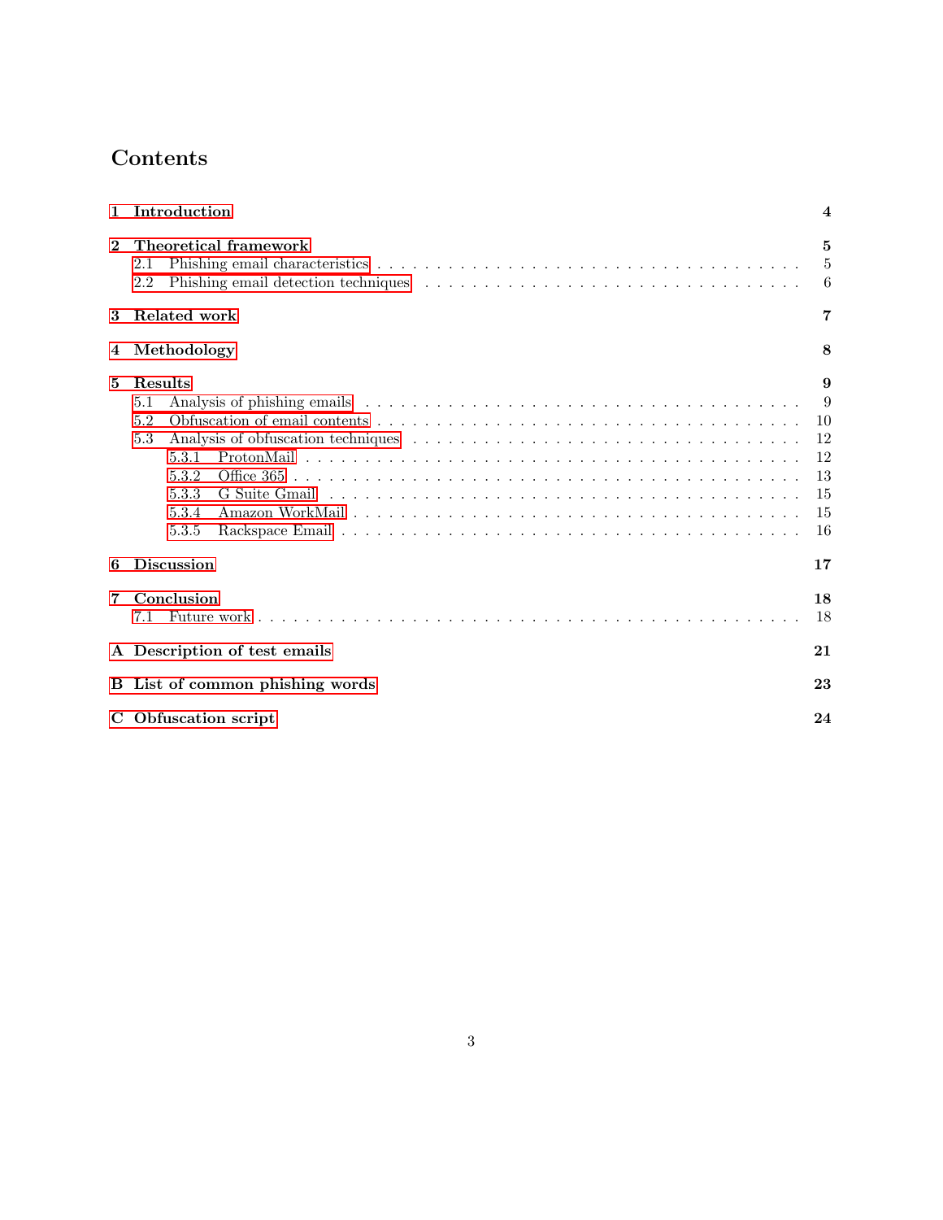# Contents

**1 Introduction** — 4

**2 Theoretical framework** — 5
- 2.1 Phishing email characteristics — 5
- 2.2 Phishing email detection techniques — 6

**3 Related work** — 7

**4 Methodology** — 8

**5 Results** — 9
- 5.1 Analysis of phishing emails — 9
- 5.2 Obfuscation of email contents — 10
- 5.3 Analysis of obfuscation techniques — 12
  - 5.3.1 ProtonMail — 12
  - 5.3.2 Office 365 — 13
  - 5.3.3 G Suite Gmail — 15
  - 5.3.4 Amazon WorkMail — 15
  - 5.3.5 Rackspace Email — 16

**6 Discussion** — 17

**7 Conclusion** — 18
- 7.1 Future work — 18

**A Description of test emails** — 21

**B List of common phishing words** — 23

**C Obfuscation script** — 24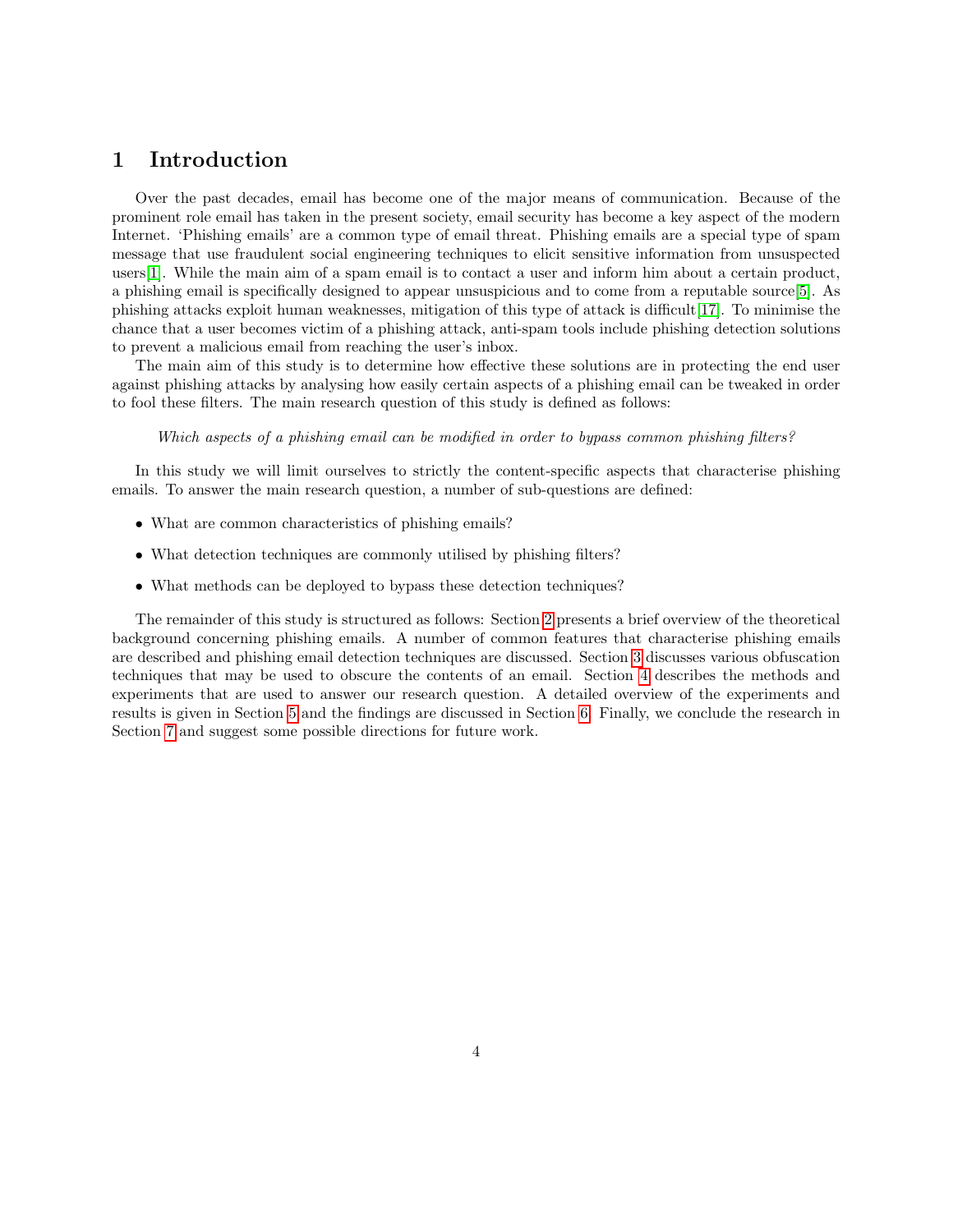# 1 Introduction

Over the past decades, email has become one of the major means of communication. Because of the prominent role email has taken in the present society, email security has become a key aspect of the modern Internet. 'Phishing emails' are a common type of email threat. Phishing emails are a special type of spam message that use fraudulent social engineering techniques to elicit sensitive information from unsuspected users[1]. While the main aim of a spam email is to contact a user and inform him about a certain product, a phishing email is specifically designed to appear unsuspicious and to come from a reputable source[5]. As phishing attacks exploit human weaknesses, mitigation of this type of attack is difficult[17]. To minimise the chance that a user becomes victim of a phishing attack, anti-spam tools include phishing detection solutions to prevent a malicious email from reaching the user's inbox.

The main aim of this study is to determine how effective these solutions are in protecting the end user against phishing attacks by analysing how easily certain aspects of a phishing email can be tweaked in order to fool these filters. The main research question of this study is defined as follows:

*Which aspects of a phishing email can be modified in order to bypass common phishing filters?*

In this study we will limit ourselves to strictly the content-specific aspects that characterise phishing emails. To answer the main research question, a number of sub-questions are defined:

- What are common characteristics of phishing emails?
- What detection techniques are commonly utilised by phishing filters?
- What methods can be deployed to bypass these detection techniques?

The remainder of this study is structured as follows: Section 2 presents a brief overview of the theoretical background concerning phishing emails. A number of common features that characterise phishing emails are described and phishing email detection techniques are discussed. Section 3 discusses various obfuscation techniques that may be used to obscure the contents of an email. Section 4 describes the methods and experiments that are used to answer our research question. A detailed overview of the experiments and results is given in Section 5 and the findings are discussed in Section 6. Finally, we conclude the research in Section 7 and suggest some possible directions for future work.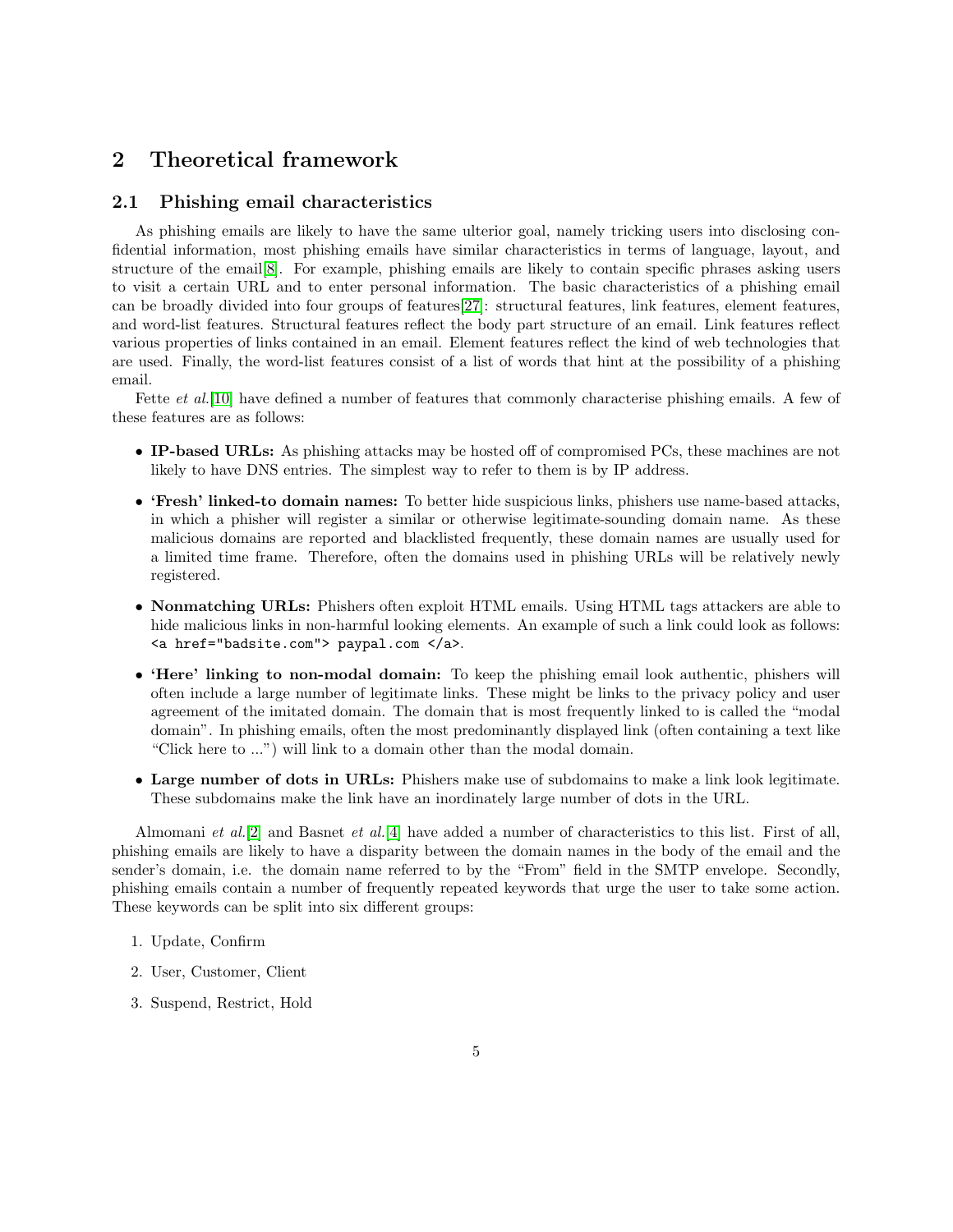# 2 Theoretical framework

## 2.1 Phishing email characteristics

As phishing emails are likely to have the same ulterior goal, namely tricking users into disclosing confidential information, most phishing emails have similar characteristics in terms of language, layout, and structure of the email[8]. For example, phishing emails are likely to contain specific phrases asking users to visit a certain URL and to enter personal information. The basic characteristics of a phishing email can be broadly divided into four groups of features[27]: structural features, link features, element features, and word-list features. Structural features reflect the body part structure of an email. Link features reflect various properties of links contained in an email. Element features reflect the kind of web technologies that are used. Finally, the word-list features consist of a list of words that hint at the possibility of a phishing email.

Fette *et al.*[10] have defined a number of features that commonly characterise phishing emails. A few of these features are as follows:

- **IP-based URLs:** As phishing attacks may be hosted off of compromised PCs, these machines are not likely to have DNS entries. The simplest way to refer to them is by IP address.
- **'Fresh' linked-to domain names:** To better hide suspicious links, phishers use name-based attacks, in which a phisher will register a similar or otherwise legitimate-sounding domain name. As these malicious domains are reported and blacklisted frequently, these domain names are usually used for a limited time frame. Therefore, often the domains used in phishing URLs will be relatively newly registered.
- **Nonmatching URLs:** Phishers often exploit HTML emails. Using HTML tags attackers are able to hide malicious links in non-harmful looking elements. An example of such a link could look as follows: `<a href="badsite.com"> paypal.com </a>`.
- **'Here' linking to non-modal domain:** To keep the phishing email look authentic, phishers will often include a large number of legitimate links. These might be links to the privacy policy and user agreement of the imitated domain. The domain that is most frequently linked to is called the "modal domain". In phishing emails, often the most predominantly displayed link (often containing a text like "Click here to ...") will link to a domain other than the modal domain.
- **Large number of dots in URLs:** Phishers make use of subdomains to make a link look legitimate. These subdomains make the link have an inordinately large number of dots in the URL.

Almomani *et al.*[2] and Basnet *et al.*[4] have added a number of characteristics to this list. First of all, phishing emails are likely to have a disparity between the domain names in the body of the email and the sender's domain, i.e. the domain name referred to by the "From" field in the SMTP envelope. Secondly, phishing emails contain a number of frequently repeated keywords that urge the user to take some action. These keywords can be split into six different groups:

1. Update, Confirm
2. User, Customer, Client
3. Suspend, Restrict, Hold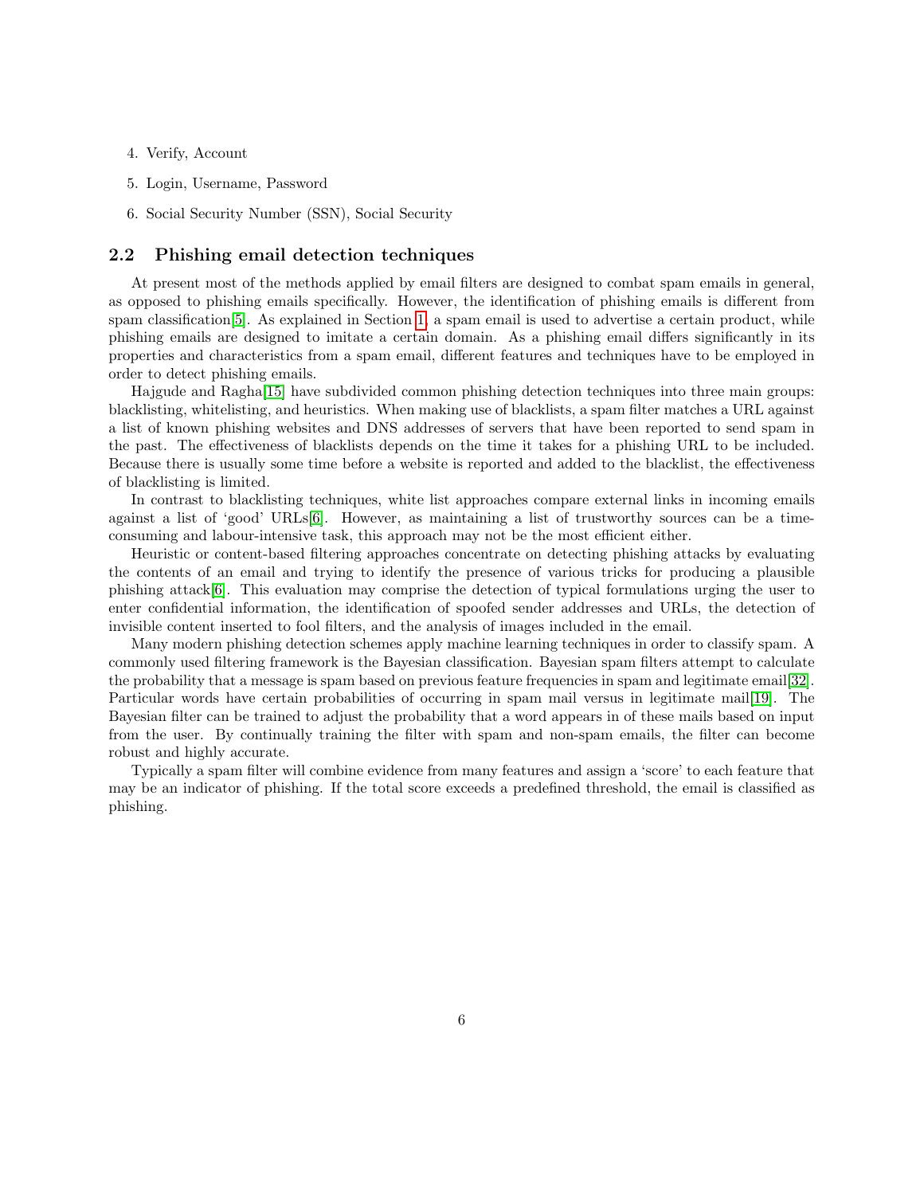4. Verify, Account
5. Login, Username, Password
6. Social Security Number (SSN), Social Security

### 2.2 Phishing email detection techniques

At present most of the methods applied by email filters are designed to combat spam emails in general, as opposed to phishing emails specifically. However, the identification of phishing emails is different from spam classification[5]. As explained in Section 1, a spam email is used to advertise a certain product, while phishing emails are designed to imitate a certain domain. As a phishing email differs significantly in its properties and characteristics from a spam email, different features and techniques have to be employed in order to detect phishing emails.

Hajgude and Ragha[15] have subdivided common phishing detection techniques into three main groups: blacklisting, whitelisting, and heuristics. When making use of blacklists, a spam filter matches a URL against a list of known phishing websites and DNS addresses of servers that have been reported to send spam in the past. The effectiveness of blacklists depends on the time it takes for a phishing URL to be included. Because there is usually some time before a website is reported and added to the blacklist, the effectiveness of blacklisting is limited.

In contrast to blacklisting techniques, white list approaches compare external links in incoming emails against a list of 'good' URLs[6]. However, as maintaining a list of trustworthy sources can be a time-consuming and labour-intensive task, this approach may not be the most efficient either.

Heuristic or content-based filtering approaches concentrate on detecting phishing attacks by evaluating the contents of an email and trying to identify the presence of various tricks for producing a plausible phishing attack[6]. This evaluation may comprise the detection of typical formulations urging the user to enter confidential information, the identification of spoofed sender addresses and URLs, the detection of invisible content inserted to fool filters, and the analysis of images included in the email.

Many modern phishing detection schemes apply machine learning techniques in order to classify spam. A commonly used filtering framework is the Bayesian classification. Bayesian spam filters attempt to calculate the probability that a message is spam based on previous feature frequencies in spam and legitimate email[32]. Particular words have certain probabilities of occurring in spam mail versus in legitimate mail[19]. The Bayesian filter can be trained to adjust the probability that a word appears in of these mails based on input from the user. By continually training the filter with spam and non-spam emails, the filter can become robust and highly accurate.

Typically a spam filter will combine evidence from many features and assign a 'score' to each feature that may be an indicator of phishing. If the total score exceeds a predefined threshold, the email is classified as phishing.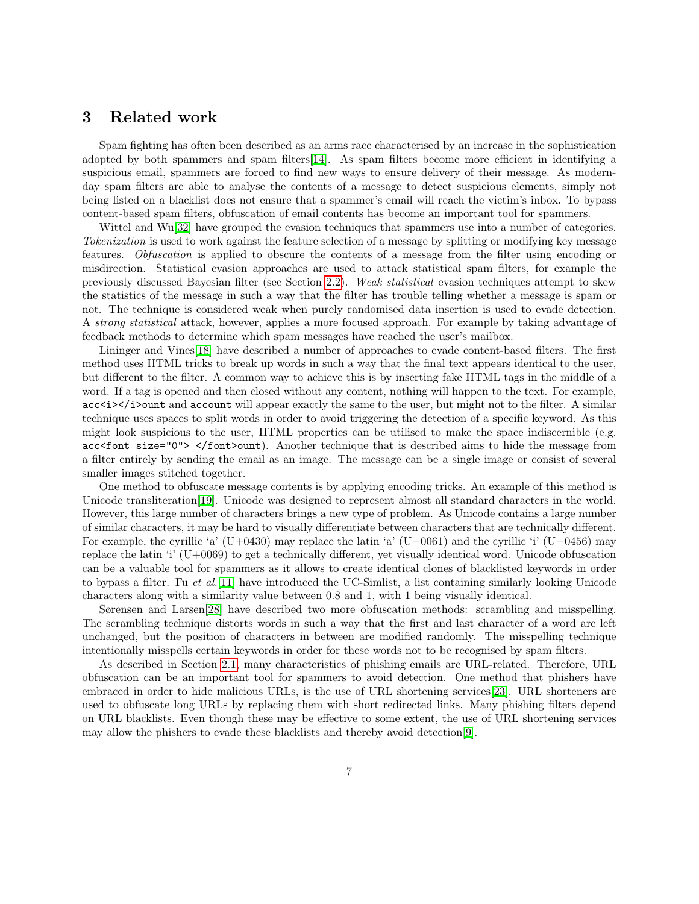# 3 Related work

Spam fighting has often been described as an arms race characterised by an increase in the sophistication adopted by both spammers and spam filters[14]. As spam filters become more efficient in identifying a suspicious email, spammers are forced to find new ways to ensure delivery of their message. As modern-day spam filters are able to analyse the contents of a message to detect suspicious elements, simply not being listed on a blacklist does not ensure that a spammer's email will reach the victim's inbox. To bypass content-based spam filters, obfuscation of email contents has become an important tool for spammers.

Wittel and Wu[32] have grouped the evasion techniques that spammers use into a number of categories. *Tokenization* is used to work against the feature selection of a message by splitting or modifying key message features. *Obfuscation* is applied to obscure the contents of a message from the filter using encoding or misdirection. Statistical evasion approaches are used to attack statistical spam filters, for example the previously discussed Bayesian filter (see Section 2.2). *Weak statistical* evasion techniques attempt to skew the statistics of the message in such a way that the filter has trouble telling whether a message is spam or not. The technique is considered weak when purely randomised data insertion is used to evade detection. A *strong statistical* attack, however, applies a more focused approach. For example by taking advantage of feedback methods to determine which spam messages have reached the user's mailbox.

Lininger and Vines[18] have described a number of approaches to evade content-based filters. The first method uses HTML tricks to break up words in such a way that the final text appears identical to the user, but different to the filter. A common way to achieve this is by inserting fake HTML tags in the middle of a word. If a tag is opened and then closed without any content, nothing will happen to the text. For example, `acc<i></i>ount` and `account` will appear exactly the same to the user, but might not to the filter. A similar technique uses spaces to split words in order to avoid triggering the detection of a specific keyword. As this might look suspicious to the user, HTML properties can be utilised to make the space indiscernible (e.g. `acc<font size="0"> </font>ount`). Another technique that is described aims to hide the message from a filter entirely by sending the email as an image. The message can be a single image or consist of several smaller images stitched together.

One method to obfuscate message contents is by applying encoding tricks. An example of this method is Unicode transliteration[19]. Unicode was designed to represent almost all standard characters in the world. However, this large number of characters brings a new type of problem. As Unicode contains a large number of similar characters, it may be hard to visually differentiate between characters that are technically different. For example, the cyrillic 'a' (U+0430) may replace the latin 'a' (U+0061) and the cyrillic 'i' (U+0456) may replace the latin 'i' (U+0069) to get a technically different, yet visually identical word. Unicode obfuscation can be a valuable tool for spammers as it allows to create identical clones of blacklisted keywords in order to bypass a filter. Fu *et al.*[11] have introduced the UC-Simlist, a list containing similarly looking Unicode characters along with a similarity value between 0.8 and 1, with 1 being visually identical.

Sørensen and Larsen[28] have described two more obfuscation methods: scrambling and misspelling. The scrambling technique distorts words in such a way that the first and last character of a word are left unchanged, but the position of characters in between are modified randomly. The misspelling technique intentionally misspells certain keywords in order for these words not to be recognised by spam filters.

As described in Section 2.1, many characteristics of phishing emails are URL-related. Therefore, URL obfuscation can be an important tool for spammers to avoid detection. One method that phishers have embraced in order to hide malicious URLs, is the use of URL shortening services[23]. URL shorteners are used to obfuscate long URLs by replacing them with short redirected links. Many phishing filters depend on URL blacklists. Even though these may be effective to some extent, the use of URL shortening services may allow the phishers to evade these blacklists and thereby avoid detection[9].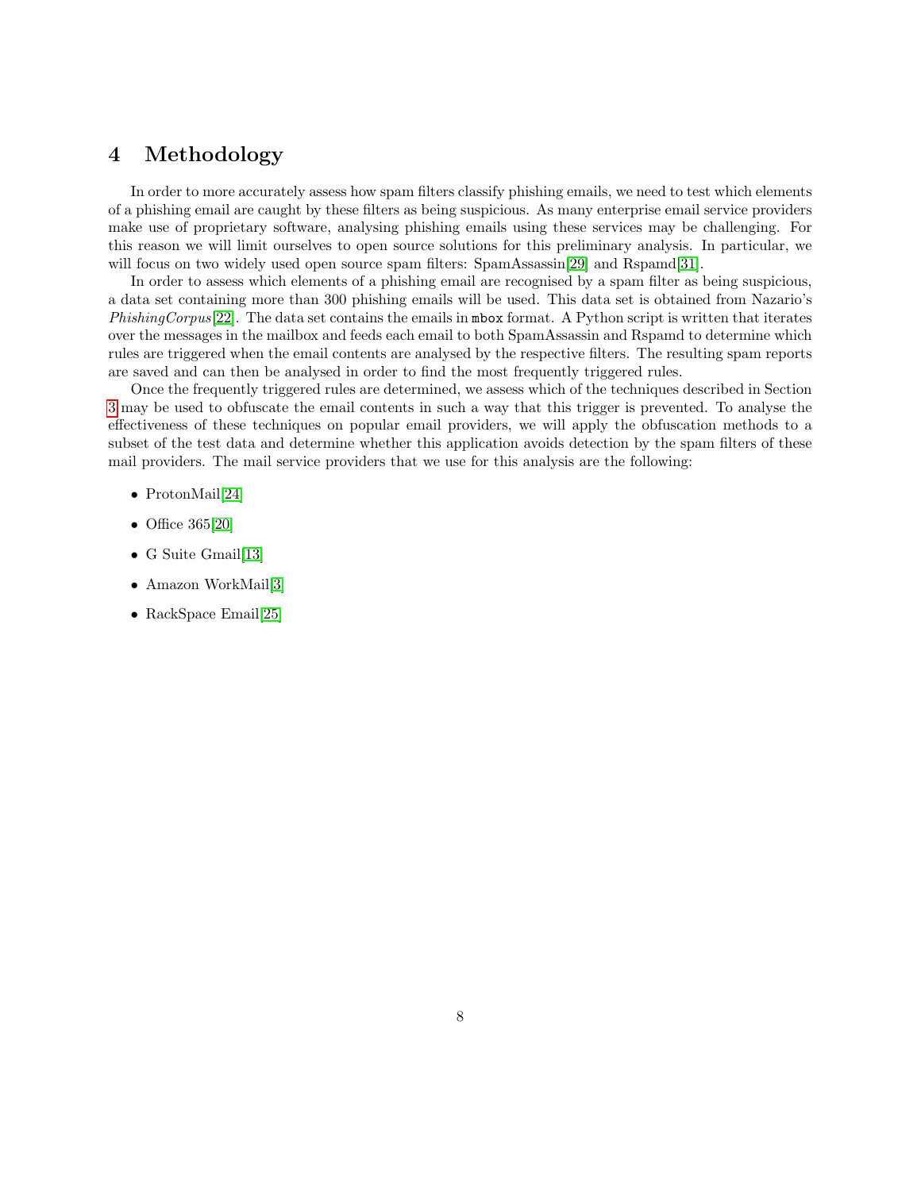# 4 Methodology

In order to more accurately assess how spam filters classify phishing emails, we need to test which elements of a phishing email are caught by these filters as being suspicious. As many enterprise email service providers make use of proprietary software, analysing phishing emails using these services may be challenging. For this reason we will limit ourselves to open source solutions for this preliminary analysis. In particular, we will focus on two widely used open source spam filters: SpamAssassin[29] and Rspamd[31].

In order to assess which elements of a phishing email are recognised by a spam filter as being suspicious, a data set containing more than 300 phishing emails will be used. This data set is obtained from Nazario's *PhishingCorpus*[22]. The data set contains the emails in `mbox` format. A Python script is written that iterates over the messages in the mailbox and feeds each email to both SpamAssassin and Rspamd to determine which rules are triggered when the email contents are analysed by the respective filters. The resulting spam reports are saved and can then be analysed in order to find the most frequently triggered rules.

Once the frequently triggered rules are determined, we assess which of the techniques described in Section 3 may be used to obfuscate the email contents in such a way that this trigger is prevented. To analyse the effectiveness of these techniques on popular email providers, we will apply the obfuscation methods to a subset of the test data and determine whether this application avoids detection by the spam filters of these mail providers. The mail service providers that we use for this analysis are the following:

- ProtonMail[24]
- Office 365[20]
- G Suite Gmail[13]
- Amazon WorkMail[3]
- RackSpace Email[25]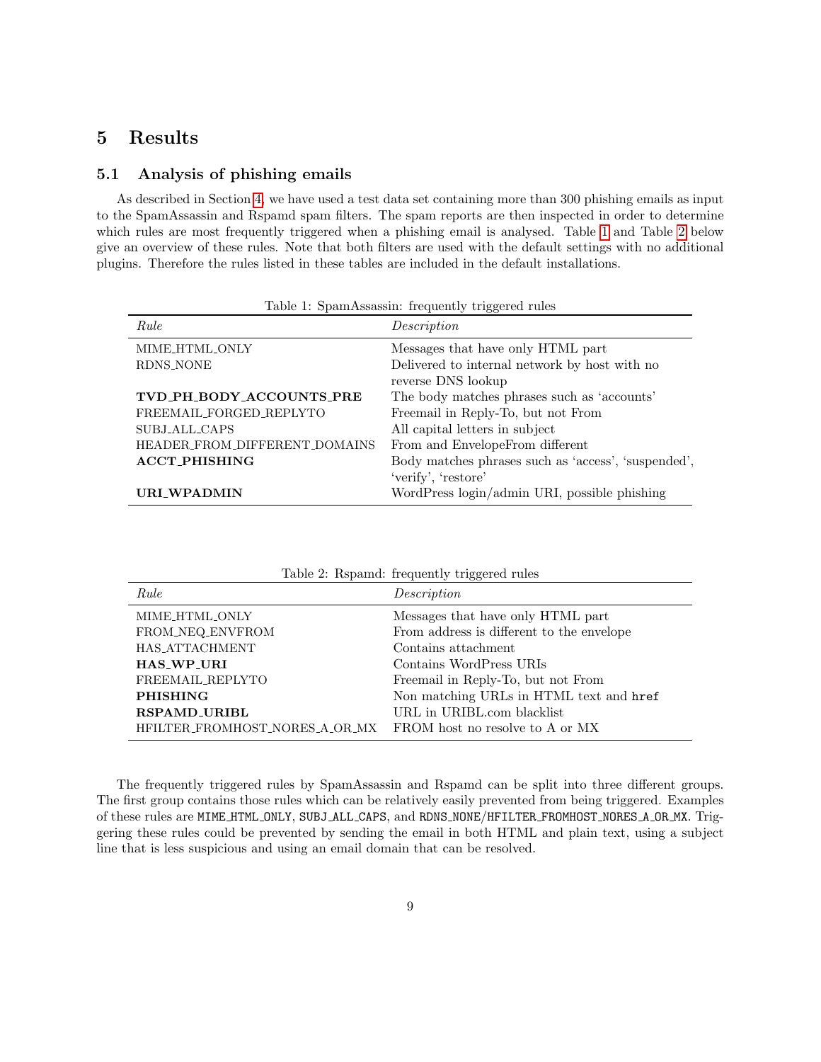# 5 Results

## 5.1 Analysis of phishing emails

As described in Section 4, we have used a test data set containing more than 300 phishing emails as input to the SpamAssassin and Rspamd spam filters. The spam reports are then inspected in order to determine which rules are most frequently triggered when a phishing email is analysed. Table 1 and Table 2 below give an overview of these rules. Note that both filters are used with the default settings with no additional plugins. Therefore the rules listed in these tables are included in the default installations.

Table 1: SpamAssassin: frequently triggered rules

| *Rule* | *Description* |
|---|---|
| MIME_HTML_ONLY | Messages that have only HTML part |
| RDNS_NONE | Delivered to internal network by host with no reverse DNS lookup |
| **TVD_PH_BODY_ACCOUNTS_PRE** | The body matches phrases such as 'accounts' |
| FREEMAIL_FORGED_REPLYTO | Freemail in Reply-To, but not From |
| SUBJ_ALL_CAPS | All capital letters in subject |
| HEADER_FROM_DIFFERENT_DOMAINS | From and EnvelopeFrom different |
| **ACCT_PHISHING** | Body matches phrases such as 'access', 'suspended', 'verify', 'restore' |
| **URI_WPADMIN** | WordPress login/admin URI, possible phishing |

Table 2: Rspamd: frequently triggered rules

| *Rule* | *Description* |
|---|---|
| MIME_HTML_ONLY | Messages that have only HTML part |
| FROM_NEQ_ENVFROM | From address is different to the envelope |
| HAS_ATTACHMENT | Contains attachment |
| **HAS_WP_URI** | Contains WordPress URIs |
| FREEMAIL_REPLYTO | Freemail in Reply-To, but not From |
| **PHISHING** | Non matching URLs in HTML text and `href` |
| **RSPAMD_URIBL** | URL in URIBL.com blacklist |
| HFILTER_FROMHOST_NORES_A_OR_MX | FROM host no resolve to A or MX |

The frequently triggered rules by SpamAssassin and Rspamd can be split into three different groups. The first group contains those rules which can be relatively easily prevented from being triggered. Examples of these rules are `MIME_HTML_ONLY`, `SUBJ_ALL_CAPS`, and `RDNS_NONE`/`HFILTER_FROMHOST_NORES_A_OR_MX`. Triggering these rules could be prevented by sending the email in both HTML and plain text, using a subject line that is less suspicious and using an email domain that can be resolved.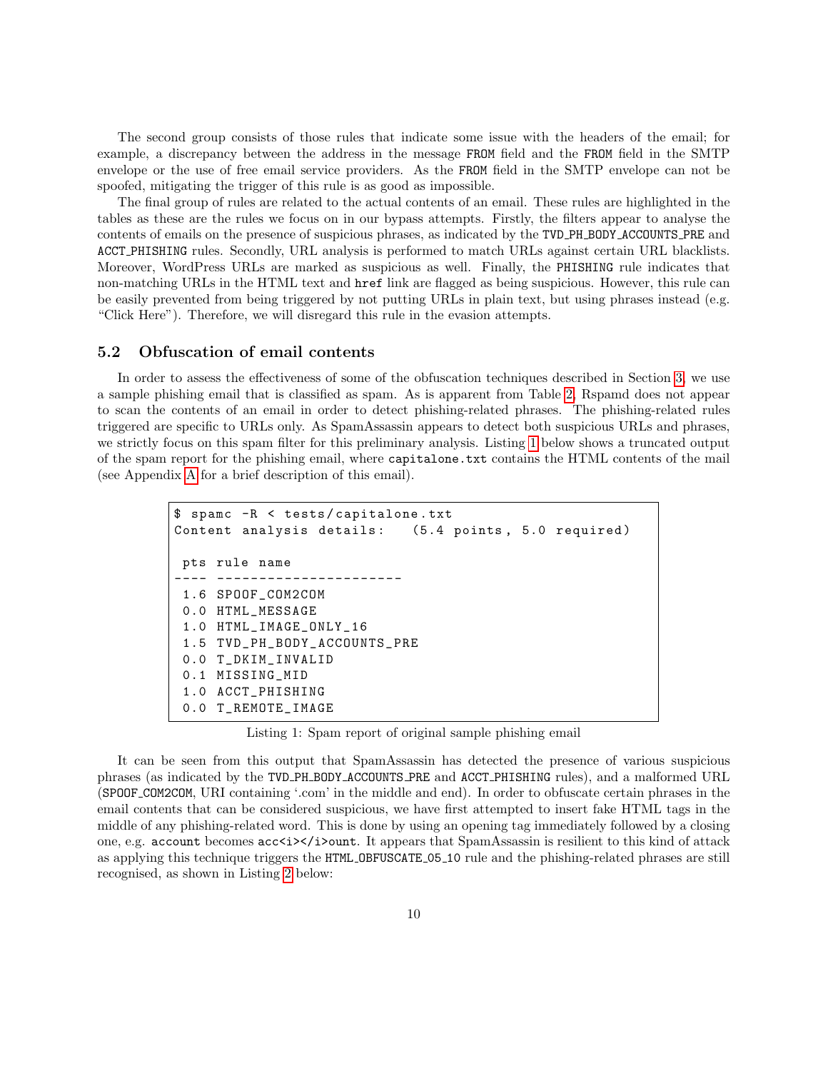The second group consists of those rules that indicate some issue with the headers of the email; for example, a discrepancy between the address in the message `FROM` field and the `FROM` field in the SMTP envelope or the use of free email service providers. As the `FROM` field in the SMTP envelope can not be spoofed, mitigating the trigger of this rule is as good as impossible.

The final group of rules are related to the actual contents of an email. These rules are highlighted in the tables as these are the rules we focus on in our bypass attempts. Firstly, the filters appear to analyse the contents of emails on the presence of suspicious phrases, as indicated by the `TVD_PH_BODY_ACCOUNTS_PRE` and `ACCT_PHISHING` rules. Secondly, URL analysis is performed to match URLs against certain URL blacklists. Moreover, WordPress URLs are marked as suspicious as well. Finally, the `PHISHING` rule indicates that non-matching URLs in the HTML text and `href` link are flagged as being suspicious. However, this rule can be easily prevented from being triggered by not putting URLs in plain text, but using phrases instead (e.g. "Click Here"). Therefore, we will disregard this rule in the evasion attempts.

### 5.2 Obfuscation of email contents

In order to assess the effectiveness of some of the obfuscation techniques described in Section 3, we use a sample phishing email that is classified as spam. As is apparent from Table 2, Rspamd does not appear to scan the contents of an email in order to detect phishing-related phrases. The phishing-related rules triggered are specific to URLs only. As SpamAssassin appears to detect both suspicious URLs and phrases, we strictly focus on this spam filter for this preliminary analysis. Listing 1 below shows a truncated output of the spam report for the phishing email, where `capitalone.txt` contains the HTML contents of the mail (see Appendix A for a brief description of this email).

```
$ spamc -R < tests/capitalone.txt
Content analysis details:   (5.4 points, 5.0 required)

 pts rule name
---- ----------------------
 1.6 SPOOF_COM2COM
 0.0 HTML_MESSAGE
 1.0 HTML_IMAGE_ONLY_16
 1.5 TVD_PH_BODY_ACCOUNTS_PRE
 0.0 T_DKIM_INVALID
 0.1 MISSING_MID
 1.0 ACCT_PHISHING
 0.0 T_REMOTE_IMAGE
```

Listing 1: Spam report of original sample phishing email

It can be seen from this output that SpamAssassin has detected the presence of various suspicious phrases (as indicated by the `TVD_PH_BODY_ACCOUNTS_PRE` and `ACCT_PHISHING` rules), and a malformed URL (`SPOOF_COM2COM`, URI containing '.com' in the middle and end). In order to obfuscate certain phrases in the email contents that can be considered suspicious, we have first attempted to insert fake HTML tags in the middle of any phishing-related word. This is done by using an opening tag immediately followed by a closing one, e.g. `account` becomes `acc<i></i>ount`. It appears that SpamAssassin is resilient to this kind of attack as applying this technique triggers the `HTML_OBFUSCATE_05_10` rule and the phishing-related phrases are still recognised, as shown in Listing 2 below: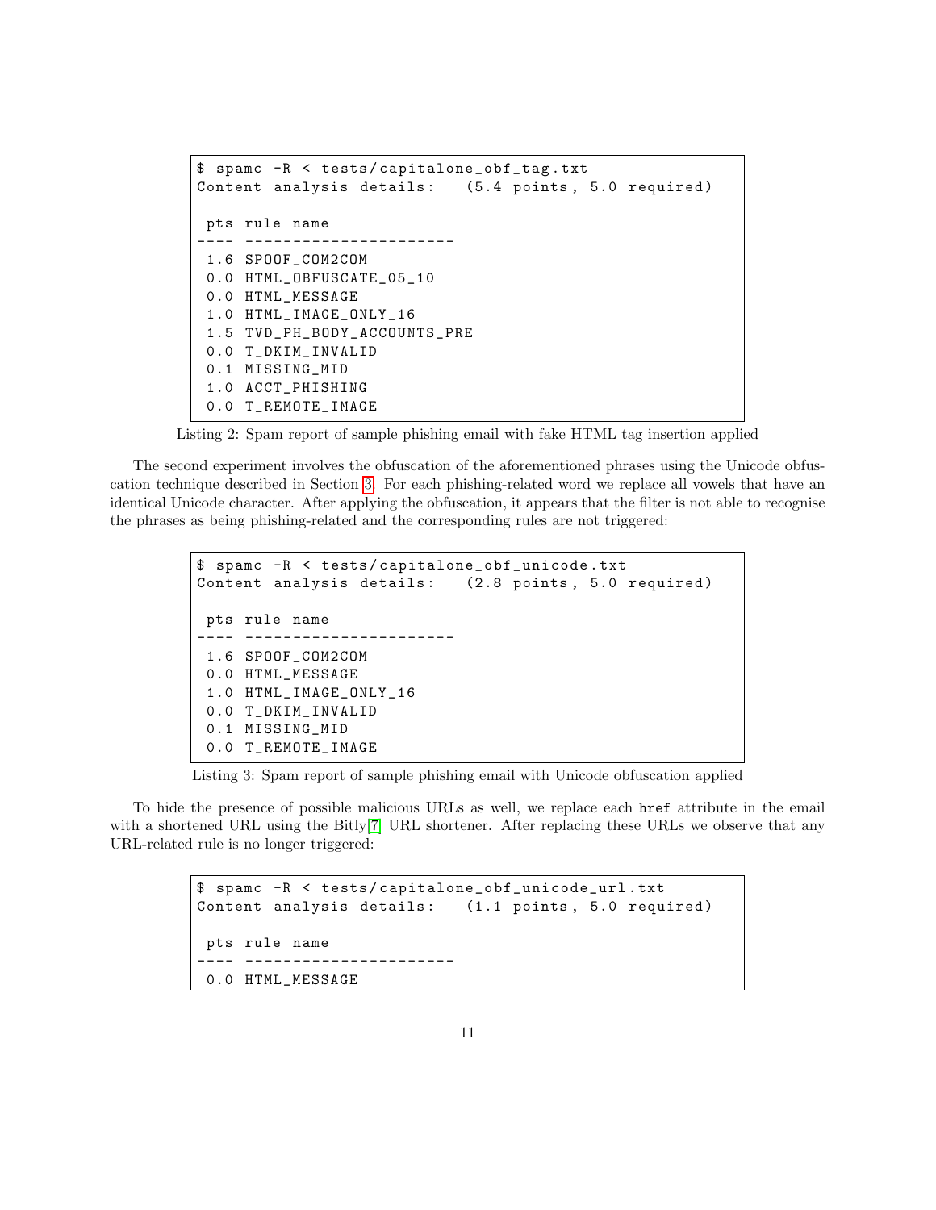```
$ spamc -R < tests/capitalone_obf_tag.txt
Content analysis details:   (5.4 points, 5.0 required)

 pts rule name
---- ----------------------
 1.6 SPOOF_COM2COM
 0.0 HTML_OBFUSCATE_05_10
 0.0 HTML_MESSAGE
 1.0 HTML_IMAGE_ONLY_16
 1.5 TVD_PH_BODY_ACCOUNTS_PRE
 0.0 T_DKIM_INVALID
 0.1 MISSING_MID
 1.0 ACCT_PHISHING
 0.0 T_REMOTE_IMAGE
```

Listing 2: Spam report of sample phishing email with fake HTML tag insertion applied

The second experiment involves the obfuscation of the aforementioned phrases using the Unicode obfuscation technique described in Section 3. For each phishing-related word we replace all vowels that have an identical Unicode character. After applying the obfuscation, it appears that the filter is not able to recognise the phrases as being phishing-related and the corresponding rules are not triggered:

```
$ spamc -R < tests/capitalone_obf_unicode.txt
Content analysis details:   (2.8 points, 5.0 required)

 pts rule name
---- ----------------------
 1.6 SPOOF_COM2COM
 0.0 HTML_MESSAGE
 1.0 HTML_IMAGE_ONLY_16
 0.0 T_DKIM_INVALID
 0.1 MISSING_MID
 0.0 T_REMOTE_IMAGE
```

Listing 3: Spam report of sample phishing email with Unicode obfuscation applied

To hide the presence of possible malicious URLs as well, we replace each `href` attribute in the email with a shortened URL using the Bitly[7] URL shortener. After replacing these URLs we observe that any URL-related rule is no longer triggered:

```
$ spamc -R < tests/capitalone_obf_unicode_url.txt
Content analysis details:   (1.1 points, 5.0 required)

 pts rule name
---- ----------------------
 0.0 HTML_MESSAGE
```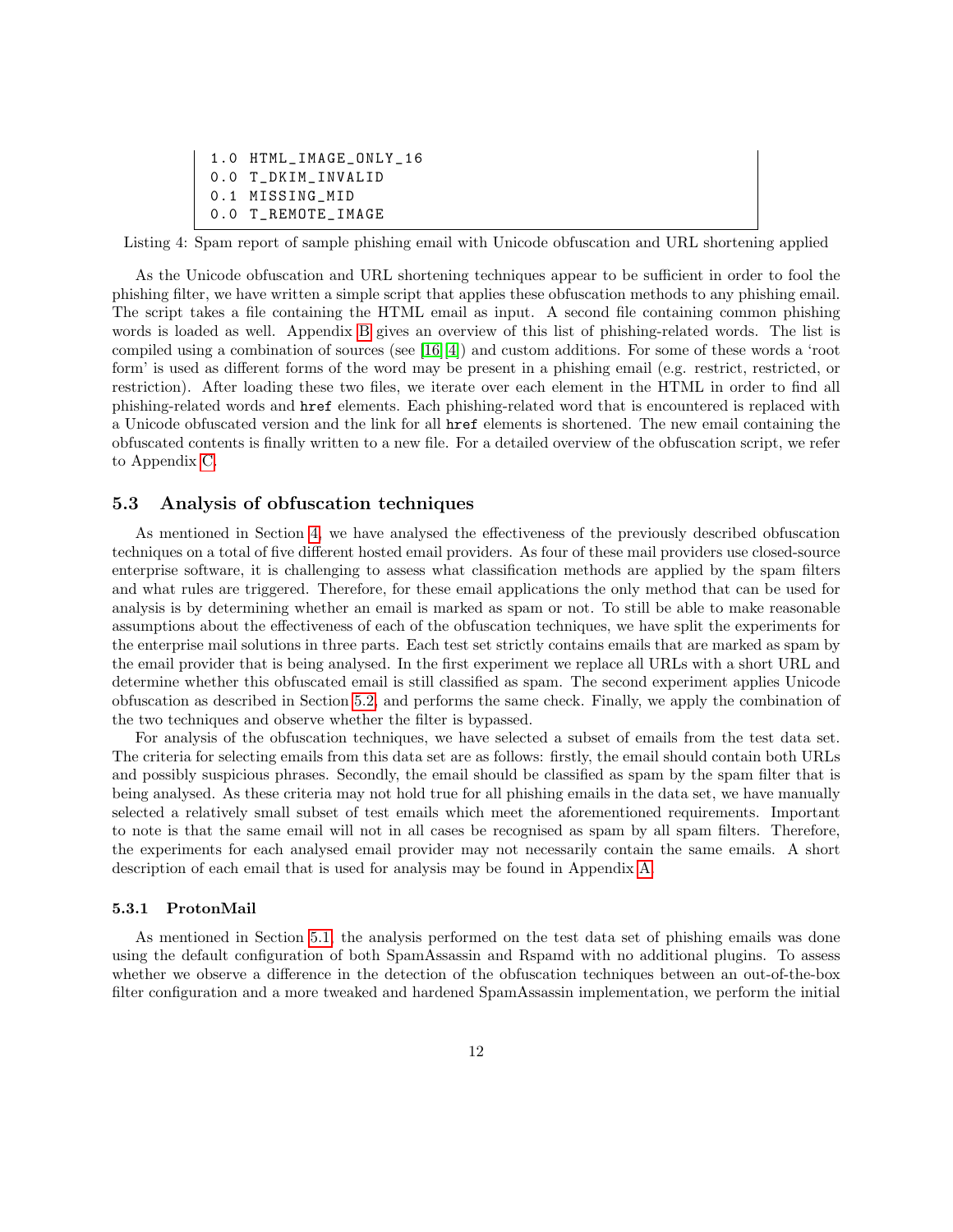```
1.0 HTML_IMAGE_ONLY_16
0.0 T_DKIM_INVALID
0.1 MISSING_MID
0.0 T_REMOTE_IMAGE
```

Listing 4: Spam report of sample phishing email with Unicode obfuscation and URL shortening applied

As the Unicode obfuscation and URL shortening techniques appear to be sufficient in order to fool the phishing filter, we have written a simple script that applies these obfuscation methods to any phishing email. The script takes a file containing the HTML email as input. A second file containing common phishing words is loaded as well. Appendix B gives an overview of this list of phishing-related words. The list is compiled using a combination of sources (see [16][4]) and custom additions. For some of these words a 'root form' is used as different forms of the word may be present in a phishing email (e.g. restrict, restricted, or restriction). After loading these two files, we iterate over each element in the HTML in order to find all phishing-related words and `href` elements. Each phishing-related word that is encountered is replaced with a Unicode obfuscated version and the link for all `href` elements is shortened. The new email containing the obfuscated contents is finally written to a new file. For a detailed overview of the obfuscation script, we refer to Appendix C.

### 5.3 Analysis of obfuscation techniques

As mentioned in Section 4, we have analysed the effectiveness of the previously described obfuscation techniques on a total of five different hosted email providers. As four of these mail providers use closed-source enterprise software, it is challenging to assess what classification methods are applied by the spam filters and what rules are triggered. Therefore, for these email applications the only method that can be used for analysis is by determining whether an email is marked as spam or not. To still be able to make reasonable assumptions about the effectiveness of each of the obfuscation techniques, we have split the experiments for the enterprise mail solutions in three parts. Each test set strictly contains emails that are marked as spam by the email provider that is being analysed. In the first experiment we replace all URLs with a short URL and determine whether this obfuscated email is still classified as spam. The second experiment applies Unicode obfuscation as described in Section 5.2, and performs the same check. Finally, we apply the combination of the two techniques and observe whether the filter is bypassed.

For analysis of the obfuscation techniques, we have selected a subset of emails from the test data set. The criteria for selecting emails from this data set are as follows: firstly, the email should contain both URLs and possibly suspicious phrases. Secondly, the email should be classified as spam by the spam filter that is being analysed. As these criteria may not hold true for all phishing emails in the data set, we have manually selected a relatively small subset of test emails which meet the aforementioned requirements. Important to note is that the same email will not in all cases be recognised as spam by all spam filters. Therefore, the experiments for each analysed email provider may not necessarily contain the same emails. A short description of each email that is used for analysis may be found in Appendix A.

#### 5.3.1 ProtonMail

As mentioned in Section 5.1, the analysis performed on the test data set of phishing emails was done using the default configuration of both SpamAssassin and Rspamd with no additional plugins. To assess whether we observe a difference in the detection of the obfuscation techniques between an out-of-the-box filter configuration and a more tweaked and hardened SpamAssassin implementation, we perform the initial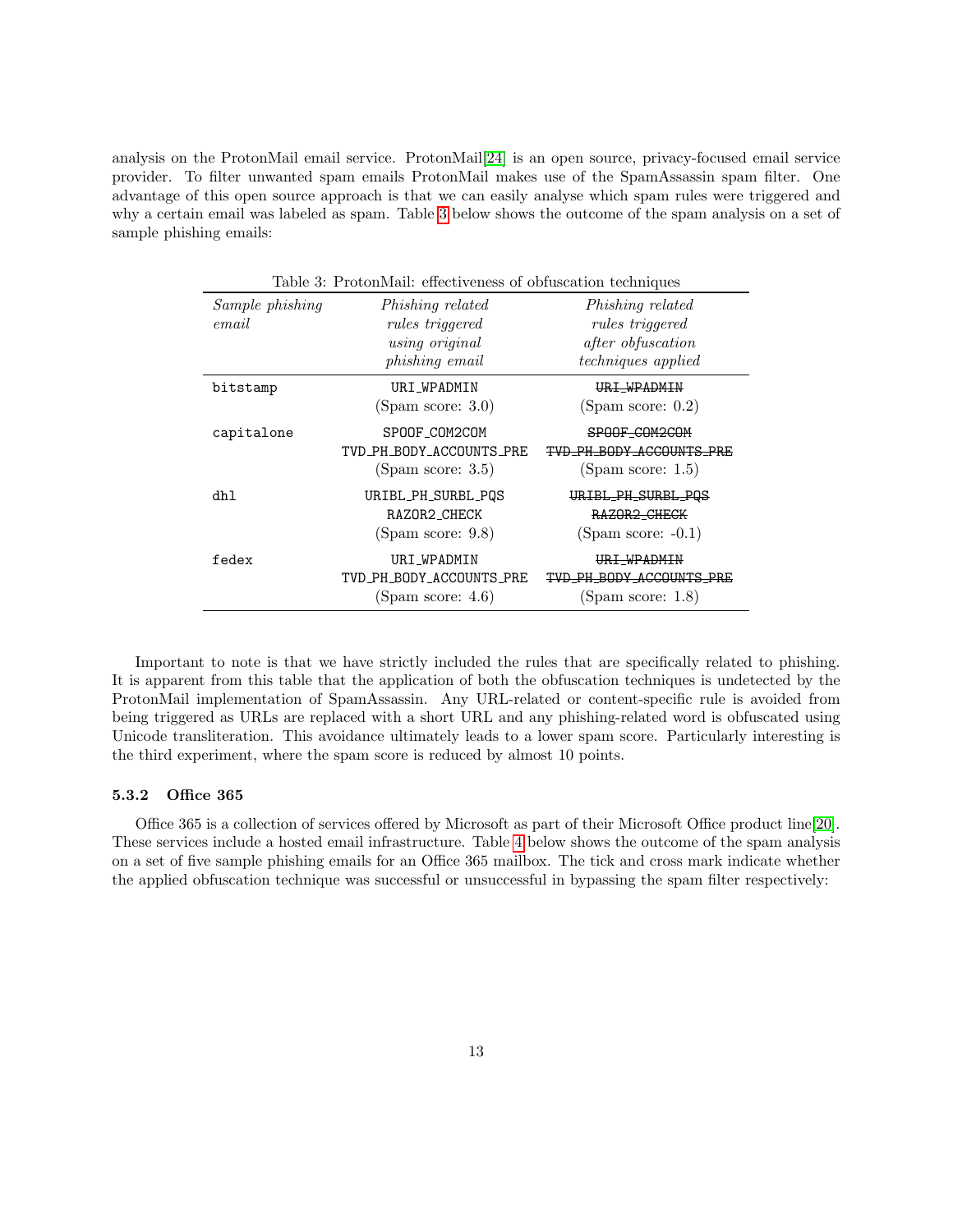analysis on the ProtonMail email service. ProtonMail[24] is an open source, privacy-focused email service provider. To filter unwanted spam emails ProtonMail makes use of the SpamAssassin spam filter. One advantage of this open source approach is that we can easily analyse which spam rules were triggered and why a certain email was labeled as spam. Table 3 below shows the outcome of the spam analysis on a set of sample phishing emails:

Table 3: ProtonMail: effectiveness of obfuscation techniques

| *Sample phishing email* | *Phishing related rules triggered using original phishing email* | *Phishing related rules triggered after obfuscation techniques applied* |
|---|---|---|
| `bitstamp` | `URI_WPADMIN` (Spam score: 3.0) | ~~`URI_WPADMIN`~~ (Spam score: 0.2) |
| `capitalone` | `SPOOF_COM2COM` `TVD_PH_BODY_ACCOUNTS_PRE` (Spam score: 3.5) | ~~`SPOOF_COM2COM`~~ ~~`TVD_PH_BODY_ACCOUNTS_PRE`~~ (Spam score: 1.5) |
| `dhl` | `URIBL_PH_SURBL_PQS` `RAZOR2_CHECK` (Spam score: 9.8) | ~~`URIBL_PH_SURBL_PQS`~~ ~~`RAZOR2_CHECK`~~ (Spam score: -0.1) |
| `fedex` | `URI_WPADMIN` `TVD_PH_BODY_ACCOUNTS_PRE` (Spam score: 4.6) | ~~`URI_WPADMIN`~~ ~~`TVD_PH_BODY_ACCOUNTS_PRE`~~ (Spam score: 1.8) |

Important to note is that we have strictly included the rules that are specifically related to phishing. It is apparent from this table that the application of both the obfuscation techniques is undetected by the ProtonMail implementation of SpamAssassin. Any URL-related or content-specific rule is avoided from being triggered as URLs are replaced with a short URL and any phishing-related word is obfuscated using Unicode transliteration. This avoidance ultimately leads to a lower spam score. Particularly interesting is the third experiment, where the spam score is reduced by almost 10 points.

#### 5.3.2 Office 365

Office 365 is a collection of services offered by Microsoft as part of their Microsoft Office product line[20]. These services include a hosted email infrastructure. Table 4 below shows the outcome of the spam analysis on a set of five sample phishing emails for an Office 365 mailbox. The tick and cross mark indicate whether the applied obfuscation technique was successful or unsuccessful in bypassing the spam filter respectively: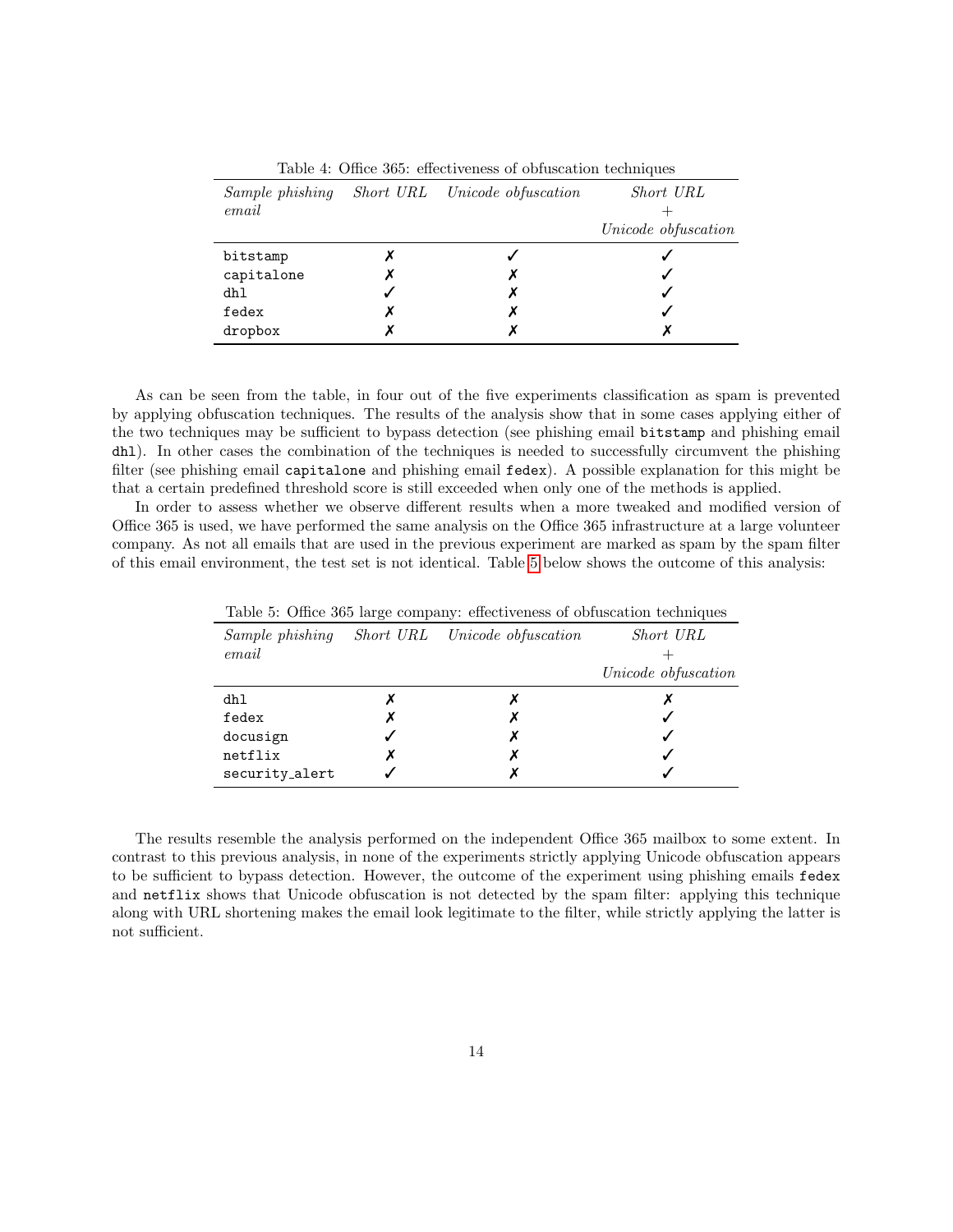Table 4: Office 365: effectiveness of obfuscation techniques

| *Sample phishing email* | *Short URL* | *Unicode obfuscation* | *Short URL + Unicode obfuscation* |
|---|---|---|---|
| `bitstamp` | ✗ | ✓ | ✓ |
| `capitalone` | ✗ | ✗ | ✓ |
| `dhl` | ✓ | ✗ | ✓ |
| `fedex` | ✗ | ✗ | ✓ |
| `dropbox` | ✗ | ✗ | ✗ |

As can be seen from the table, in four out of the five experiments classification as spam is prevented by applying obfuscation techniques. The results of the analysis show that in some cases applying either of the two techniques may be sufficient to bypass detection (see phishing email `bitstamp` and phishing email `dhl`). In other cases the combination of the techniques is needed to successfully circumvent the phishing filter (see phishing email `capitalone` and phishing email `fedex`). A possible explanation for this might be that a certain predefined threshold score is still exceeded when only one of the methods is applied.

In order to assess whether we observe different results when a more tweaked and modified version of Office 365 is used, we have performed the same analysis on the Office 365 infrastructure at a large volunteer company. As not all emails that are used in the previous experiment are marked as spam by the spam filter of this email environment, the test set is not identical. Table 5 below shows the outcome of this analysis:

Table 5: Office 365 large company: effectiveness of obfuscation techniques

| *Sample phishing email* | *Short URL* | *Unicode obfuscation* | *Short URL + Unicode obfuscation* |
|---|---|---|---|
| `dhl` | ✗ | ✗ | ✗ |
| `fedex` | ✗ | ✗ | ✓ |
| `docusign` | ✓ | ✗ | ✓ |
| `netflix` | ✗ | ✗ | ✓ |
| `security_alert` | ✓ | ✗ | ✓ |

The results resemble the analysis performed on the independent Office 365 mailbox to some extent. In contrast to this previous analysis, in none of the experiments strictly applying Unicode obfuscation appears to be sufficient to bypass detection. However, the outcome of the experiment using phishing emails `fedex` and `netflix` shows that Unicode obfuscation is not detected by the spam filter: applying this technique along with URL shortening makes the email look legitimate to the filter, while strictly applying the latter is not sufficient.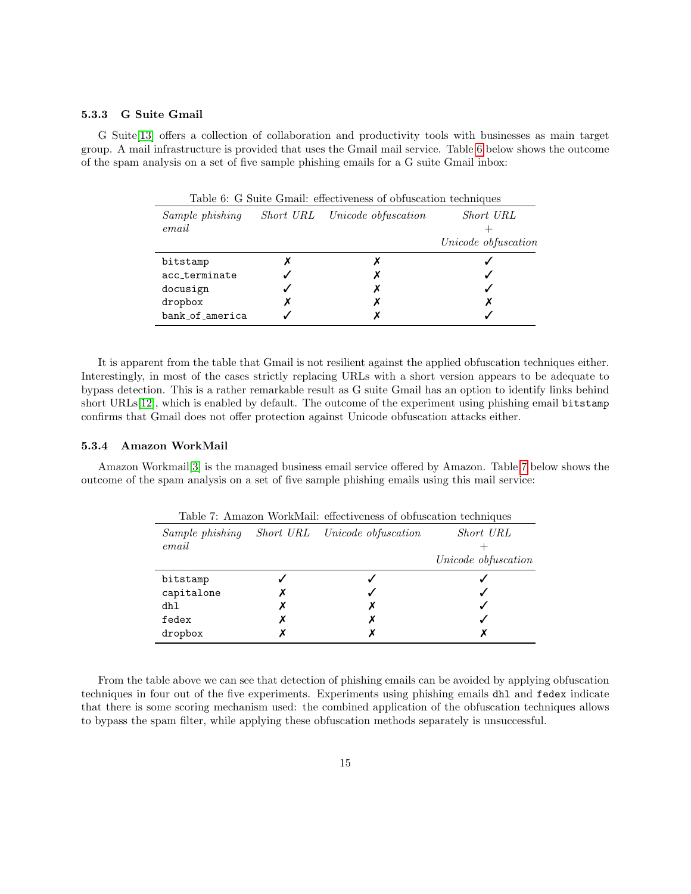### 5.3.3 G Suite Gmail

G Suite[13] offers a collection of collaboration and productivity tools with businesses as main target group. A mail infrastructure is provided that uses the Gmail mail service. Table 6 below shows the outcome of the spam analysis on a set of five sample phishing emails for a G suite Gmail inbox:

Table 6: G Suite Gmail: effectiveness of obfuscation techniques

| *Sample phishing email* | *Short URL* | *Unicode obfuscation* | *Short URL + Unicode obfuscation* |
|---|---|---|---|
| `bitstamp` | ✗ | ✗ | ✓ |
| `acc_terminate` | ✓ | ✗ | ✓ |
| `docusign` | ✓ | ✗ | ✓ |
| `dropbox` | ✗ | ✗ | ✗ |
| `bank_of_america` | ✓ | ✗ | ✓ |

It is apparent from the table that Gmail is not resilient against the applied obfuscation techniques either. Interestingly, in most of the cases strictly replacing URLs with a short version appears to be adequate to bypass detection. This is a rather remarkable result as G suite Gmail has an option to identify links behind short URLs[12], which is enabled by default. The outcome of the experiment using phishing email `bitstamp` confirms that Gmail does not offer protection against Unicode obfuscation attacks either.

### 5.3.4 Amazon WorkMail

Amazon Workmail[3] is the managed business email service offered by Amazon. Table 7 below shows the outcome of the spam analysis on a set of five sample phishing emails using this mail service:

Table 7: Amazon WorkMail: effectiveness of obfuscation techniques

| *Sample phishing email* | *Short URL* | *Unicode obfuscation* | *Short URL + Unicode obfuscation* |
|---|---|---|---|
| `bitstamp` | ✓ | ✓ | ✓ |
| `capitalone` | ✗ | ✓ | ✓ |
| `dhl` | ✗ | ✗ | ✓ |
| `fedex` | ✗ | ✗ | ✓ |
| `dropbox` | ✗ | ✗ | ✗ |

From the table above we can see that detection of phishing emails can be avoided by applying obfuscation techniques in four out of the five experiments. Experiments using phishing emails `dhl` and `fedex` indicate that there is some scoring mechanism used: the combined application of the obfuscation techniques allows to bypass the spam filter, while applying these obfuscation methods separately is unsuccessful.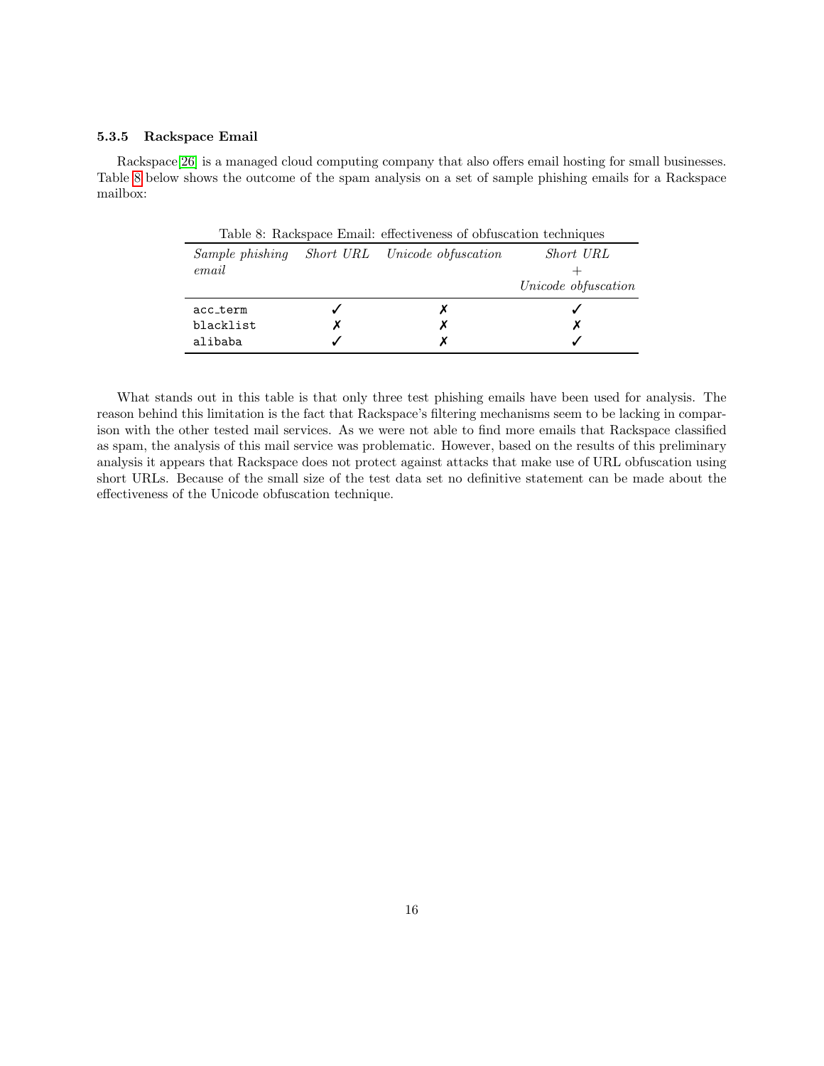#### 5.3.5 Rackspace Email

Rackspace[26] is a managed cloud computing company that also offers email hosting for small businesses. Table 8 below shows the outcome of the spam analysis on a set of sample phishing emails for a Rackspace mailbox:

Table 8: Rackspace Email: effectiveness of obfuscation techniques

| *Sample phishing email* | *Short URL* | *Unicode obfuscation* | *Short URL + Unicode obfuscation* |
|---|---|---|---|
| acc_term | ✓ | ✗ | ✓ |
| blacklist | ✗ | ✗ | ✗ |
| alibaba | ✓ | ✗ | ✓ |

What stands out in this table is that only three test phishing emails have been used for analysis. The reason behind this limitation is the fact that Rackspace's filtering mechanisms seem to be lacking in comparison with the other tested mail services. As we were not able to find more emails that Rackspace classified as spam, the analysis of this mail service was problematic. However, based on the results of this preliminary analysis it appears that Rackspace does not protect against attacks that make use of URL obfuscation using short URLs. Because of the small size of the test data set no definitive statement can be made about the effectiveness of the Unicode obfuscation technique.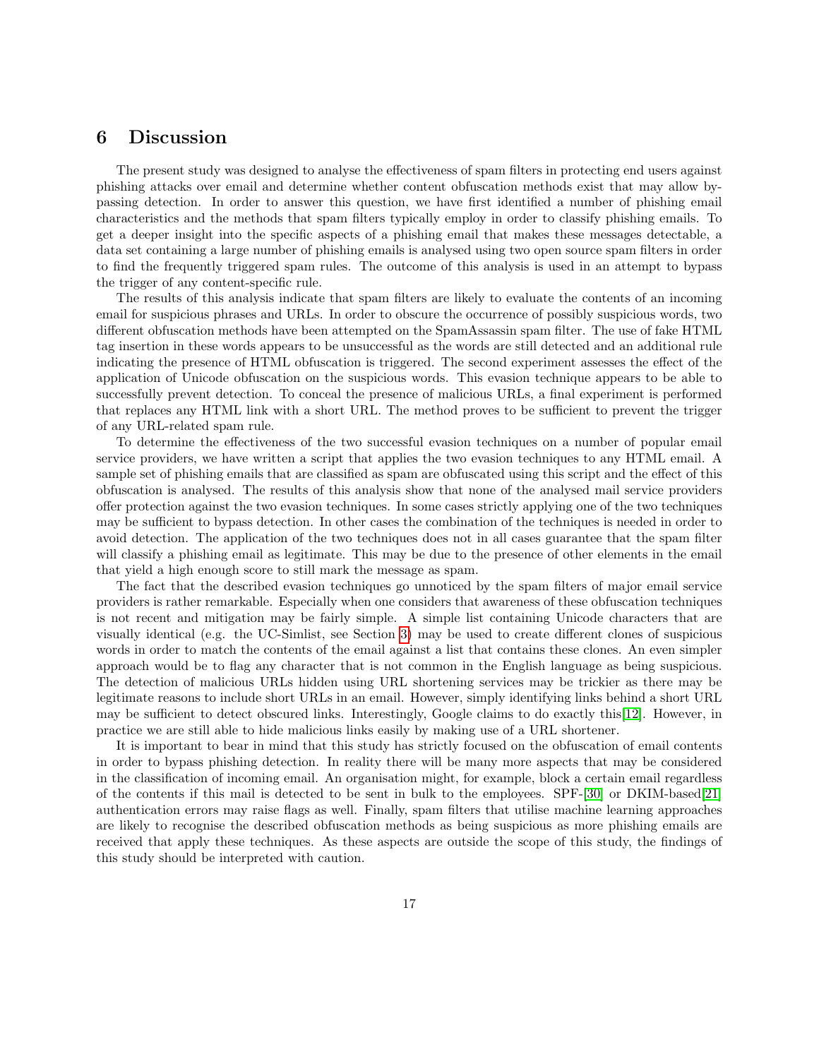## 6 Discussion

The present study was designed to analyse the effectiveness of spam filters in protecting end users against phishing attacks over email and determine whether content obfuscation methods exist that may allow bypassing detection. In order to answer this question, we have first identified a number of phishing email characteristics and the methods that spam filters typically employ in order to classify phishing emails. To get a deeper insight into the specific aspects of a phishing email that makes these messages detectable, a data set containing a large number of phishing emails is analysed using two open source spam filters in order to find the frequently triggered spam rules. The outcome of this analysis is used in an attempt to bypass the trigger of any content-specific rule.

The results of this analysis indicate that spam filters are likely to evaluate the contents of an incoming email for suspicious phrases and URLs. In order to obscure the occurrence of possibly suspicious words, two different obfuscation methods have been attempted on the SpamAssassin spam filter. The use of fake HTML tag insertion in these words appears to be unsuccessful as the words are still detected and an additional rule indicating the presence of HTML obfuscation is triggered. The second experiment assesses the effect of the application of Unicode obfuscation on the suspicious words. This evasion technique appears to be able to successfully prevent detection. To conceal the presence of malicious URLs, a final experiment is performed that replaces any HTML link with a short URL. The method proves to be sufficient to prevent the trigger of any URL-related spam rule.

To determine the effectiveness of the two successful evasion techniques on a number of popular email service providers, we have written a script that applies the two evasion techniques to any HTML email. A sample set of phishing emails that are classified as spam are obfuscated using this script and the effect of this obfuscation is analysed. The results of this analysis show that none of the analysed mail service providers offer protection against the two evasion techniques. In some cases strictly applying one of the two techniques may be sufficient to bypass detection. In other cases the combination of the techniques is needed in order to avoid detection. The application of the two techniques does not in all cases guarantee that the spam filter will classify a phishing email as legitimate. This may be due to the presence of other elements in the email that yield a high enough score to still mark the message as spam.

The fact that the described evasion techniques go unnoticed by the spam filters of major email service providers is rather remarkable. Especially when one considers that awareness of these obfuscation techniques is not recent and mitigation may be fairly simple. A simple list containing Unicode characters that are visually identical (e.g. the UC-Simlist, see Section 3) may be used to create different clones of suspicious words in order to match the contents of the email against a list that contains these clones. An even simpler approach would be to flag any character that is not common in the English language as being suspicious. The detection of malicious URLs hidden using URL shortening services may be trickier as there may be legitimate reasons to include short URLs in an email. However, simply identifying links behind a short URL may be sufficient to detect obscured links. Interestingly, Google claims to do exactly this[12]. However, in practice we are still able to hide malicious links easily by making use of a URL shortener.

It is important to bear in mind that this study has strictly focused on the obfuscation of email contents in order to bypass phishing detection. In reality there will be many more aspects that may be considered in the classification of incoming email. An organisation might, for example, block a certain email regardless of the contents if this mail is detected to be sent in bulk to the employees. SPF-[30] or DKIM-based[21] authentication errors may raise flags as well. Finally, spam filters that utilise machine learning approaches are likely to recognise the described obfuscation methods as being suspicious as more phishing emails are received that apply these techniques. As these aspects are outside the scope of this study, the findings of this study should be interpreted with caution.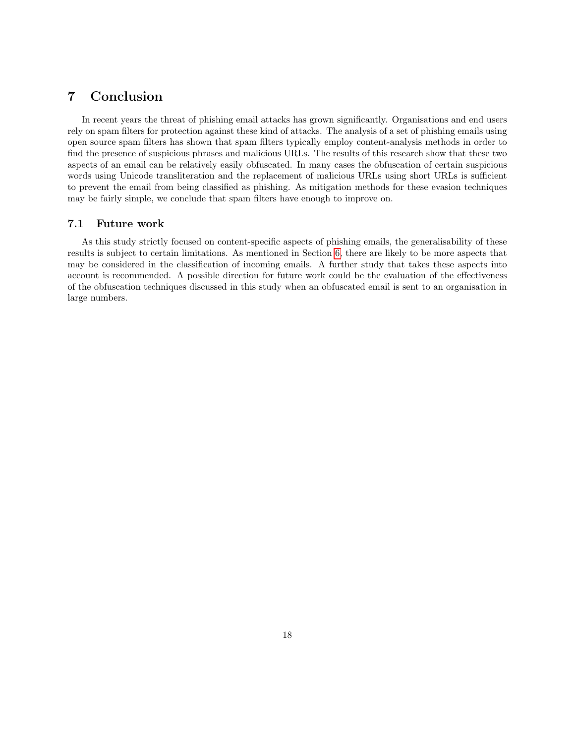## 7 Conclusion

In recent years the threat of phishing email attacks has grown significantly. Organisations and end users rely on spam filters for protection against these kind of attacks. The analysis of a set of phishing emails using open source spam filters has shown that spam filters typically employ content-analysis methods in order to find the presence of suspicious phrases and malicious URLs. The results of this research show that these two aspects of an email can be relatively easily obfuscated. In many cases the obfuscation of certain suspicious words using Unicode transliteration and the replacement of malicious URLs using short URLs is sufficient to prevent the email from being classified as phishing. As mitigation methods for these evasion techniques may be fairly simple, we conclude that spam filters have enough to improve on.

### 7.1 Future work

As this study strictly focused on content-specific aspects of phishing emails, the generalisability of these results is subject to certain limitations. As mentioned in Section 6, there are likely to be more aspects that may be considered in the classification of incoming emails. A further study that takes these aspects into account is recommended. A possible direction for future work could be the evaluation of the effectiveness of the obfuscation techniques discussed in this study when an obfuscated email is sent to an organisation in large numbers.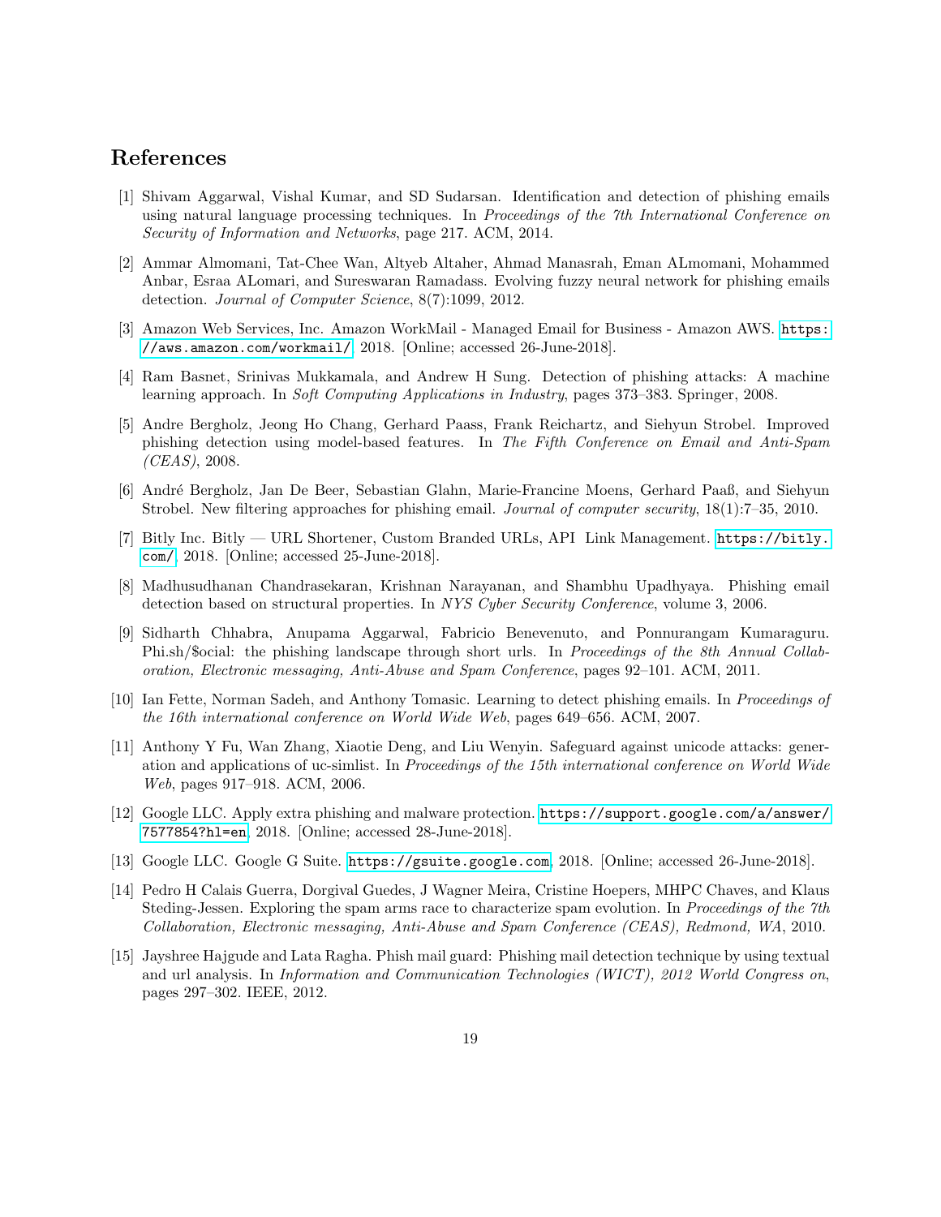## References

[1] Shivam Aggarwal, Vishal Kumar, and SD Sudarsan. Identification and detection of phishing emails using natural language processing techniques. In *Proceedings of the 7th International Conference on Security of Information and Networks*, page 217. ACM, 2014.

[2] Ammar Almomani, Tat-Chee Wan, Altyeb Altaher, Ahmad Manasrah, Eman ALmomani, Mohammed Anbar, Esraa ALomari, and Sureswaran Ramadass. Evolving fuzzy neural network for phishing emails detection. *Journal of Computer Science*, 8(7):1099, 2012.

[3] Amazon Web Services, Inc. Amazon WorkMail - Managed Email for Business - Amazon AWS. `https://aws.amazon.com/workmail/`, 2018. [Online; accessed 26-June-2018].

[4] Ram Basnet, Srinivas Mukkamala, and Andrew H Sung. Detection of phishing attacks: A machine learning approach. In *Soft Computing Applications in Industry*, pages 373–383. Springer, 2008.

[5] Andre Bergholz, Jeong Ho Chang, Gerhard Paass, Frank Reichartz, and Siehyun Strobel. Improved phishing detection using model-based features. In *The Fifth Conference on Email and Anti-Spam (CEAS)*, 2008.

[6] André Bergholz, Jan De Beer, Sebastian Glahn, Marie-Francine Moens, Gerhard Paaß, and Siehyun Strobel. New filtering approaches for phishing email. *Journal of computer security*, 18(1):7–35, 2010.

[7] Bitly Inc. Bitly — URL Shortener, Custom Branded URLs, API Link Management. `https://bitly.com/`, 2018. [Online; accessed 25-June-2018].

[8] Madhusudhanan Chandrasekaran, Krishnan Narayanan, and Shambhu Upadhyaya. Phishing email detection based on structural properties. In *NYS Cyber Security Conference*, volume 3, 2006.

[9] Sidharth Chhabra, Anupama Aggarwal, Fabricio Benevenuto, and Ponnurangam Kumaraguru. Phi.sh/$ocial: the phishing landscape through short urls. In *Proceedings of the 8th Annual Collaboration, Electronic messaging, Anti-Abuse and Spam Conference*, pages 92–101. ACM, 2011.

[10] Ian Fette, Norman Sadeh, and Anthony Tomasic. Learning to detect phishing emails. In *Proceedings of the 16th international conference on World Wide Web*, pages 649–656. ACM, 2007.

[11] Anthony Y Fu, Wan Zhang, Xiaotie Deng, and Liu Wenyin. Safeguard against unicode attacks: generation and applications of uc-simlist. In *Proceedings of the 15th international conference on World Wide Web*, pages 917–918. ACM, 2006.

[12] Google LLC. Apply extra phishing and malware protection. `https://support.google.com/a/answer/7577854?hl=en`, 2018. [Online; accessed 28-June-2018].

[13] Google LLC. Google G Suite. `https://gsuite.google.com`, 2018. [Online; accessed 26-June-2018].

[14] Pedro H Calais Guerra, Dorgival Guedes, J Wagner Meira, Cristine Hoepers, MHPC Chaves, and Klaus Steding-Jessen. Exploring the spam arms race to characterize spam evolution. In *Proceedings of the 7th Collaboration, Electronic messaging, Anti-Abuse and Spam Conference (CEAS), Redmond, WA*, 2010.

[15] Jayshree Hajgude and Lata Ragha. Phish mail guard: Phishing mail detection technique by using textual and url analysis. In *Information and Communication Technologies (WICT), 2012 World Congress on*, pages 297–302. IEEE, 2012.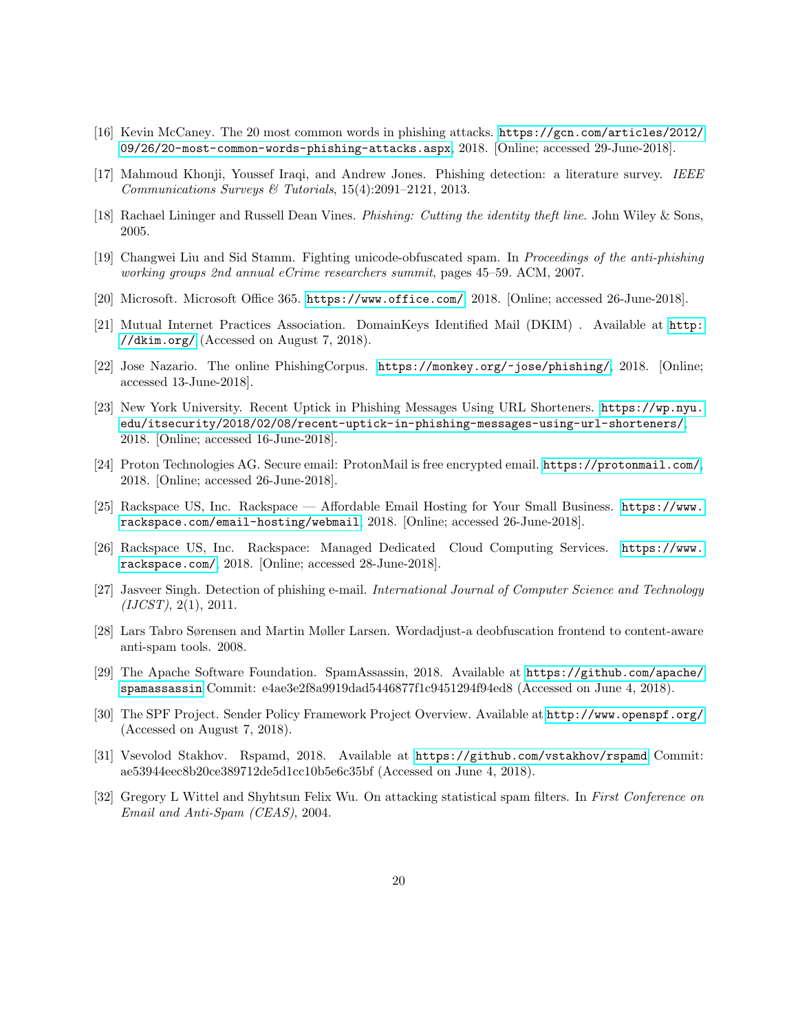[16] Kevin McCaney. The 20 most common words in phishing attacks. https://gcn.com/articles/2012/09/26/20-most-common-words-phishing-attacks.aspx, 2018. [Online; accessed 29-June-2018].

[17] Mahmoud Khonji, Youssef Iraqi, and Andrew Jones. Phishing detection: a literature survey. *IEEE Communications Surveys & Tutorials*, 15(4):2091–2121, 2013.

[18] Rachael Lininger and Russell Dean Vines. *Phishing: Cutting the identity theft line*. John Wiley & Sons, 2005.

[19] Changwei Liu and Sid Stamm. Fighting unicode-obfuscated spam. In *Proceedings of the anti-phishing working groups 2nd annual eCrime researchers summit*, pages 45–59. ACM, 2007.

[20] Microsoft. Microsoft Office 365. https://www.office.com/, 2018. [Online; accessed 26-June-2018].

[21] Mutual Internet Practices Association. DomainKeys Identified Mail (DKIM) . Available at http://dkim.org/ (Accessed on August 7, 2018).

[22] Jose Nazario. The online PhishingCorpus. https://monkey.org/~jose/phishing/, 2018. [Online; accessed 13-June-2018].

[23] New York University. Recent Uptick in Phishing Messages Using URL Shorteners. https://wp.nyu.edu/itsecurity/2018/02/08/recent-uptick-in-phishing-messages-using-url-shorteners/, 2018. [Online; accessed 16-June-2018].

[24] Proton Technologies AG. Secure email: ProtonMail is free encrypted email. https://protonmail.com/, 2018. [Online; accessed 26-June-2018].

[25] Rackspace US, Inc. Rackspace — Affordable Email Hosting for Your Small Business. https://www.rackspace.com/email-hosting/webmail, 2018. [Online; accessed 26-June-2018].

[26] Rackspace US, Inc. Rackspace: Managed Dedicated Cloud Computing Services. https://www.rackspace.com/, 2018. [Online; accessed 28-June-2018].

[27] Jasveer Singh. Detection of phishing e-mail. *International Journal of Computer Science and Technology (IJCST)*, 2(1), 2011.

[28] Lars Tabro Sørensen and Martin Møller Larsen. Wordadjust-a deobfuscation frontend to content-aware anti-spam tools. 2008.

[29] The Apache Software Foundation. SpamAssassin, 2018. Available at https://github.com/apache/spamassassin Commit: e4ae3e2f8a9919dad5446877f1c9451294f94ed8 (Accessed on June 4, 2018).

[30] The SPF Project. Sender Policy Framework Project Overview. Available at http://www.openspf.org/ (Accessed on August 7, 2018).

[31] Vsevolod Stakhov. Rspamd, 2018. Available at https://github.com/vstakhov/rspamd Commit: ae53944eec8b20ce389712de5d1cc10b5e6c35bf (Accessed on June 4, 2018).

[32] Gregory L Wittel and Shyhtsun Felix Wu. On attacking statistical spam filters. In *First Conference on Email and Anti-Spam (CEAS)*, 2004.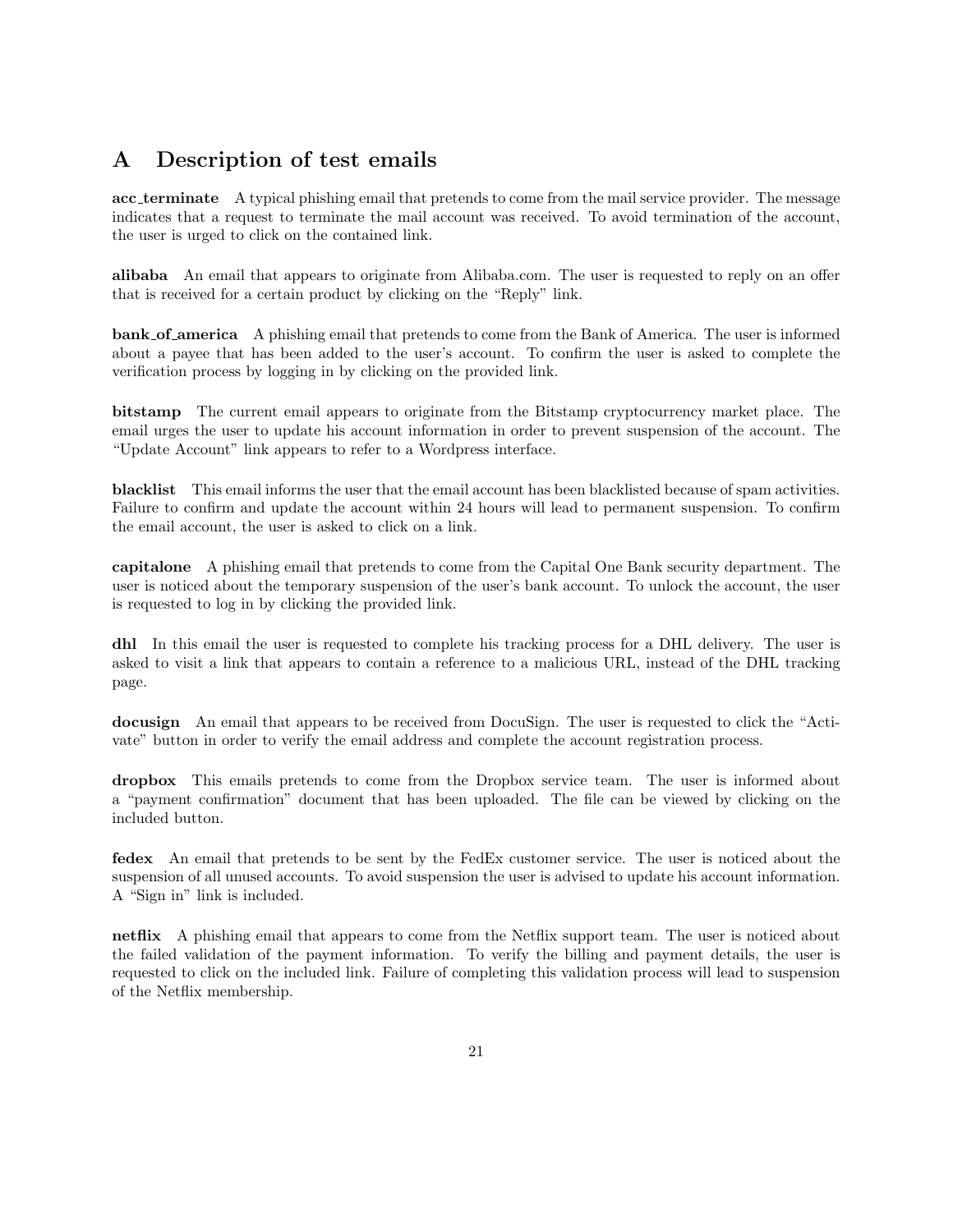# A Description of test emails

**acc_terminate** A typical phishing email that pretends to come from the mail service provider. The message indicates that a request to terminate the mail account was received. To avoid termination of the account, the user is urged to click on the contained link.

**alibaba** An email that appears to originate from Alibaba.com. The user is requested to reply on an offer that is received for a certain product by clicking on the "Reply" link.

**bank_of_america** A phishing email that pretends to come from the Bank of America. The user is informed about a payee that has been added to the user's account. To confirm the user is asked to complete the verification process by logging in by clicking on the provided link.

**bitstamp** The current email appears to originate from the Bitstamp cryptocurrency market place. The email urges the user to update his account information in order to prevent suspension of the account. The "Update Account" link appears to refer to a Wordpress interface.

**blacklist** This email informs the user that the email account has been blacklisted because of spam activities. Failure to confirm and update the account within 24 hours will lead to permanent suspension. To confirm the email account, the user is asked to click on a link.

**capitalone** A phishing email that pretends to come from the Capital One Bank security department. The user is noticed about the temporary suspension of the user's bank account. To unlock the account, the user is requested to log in by clicking the provided link.

**dhl** In this email the user is requested to complete his tracking process for a DHL delivery. The user is asked to visit a link that appears to contain a reference to a malicious URL, instead of the DHL tracking page.

**docusign** An email that appears to be received from DocuSign. The user is requested to click the "Activate" button in order to verify the email address and complete the account registration process.

**dropbox** This emails pretends to come from the Dropbox service team. The user is informed about a "payment confirmation" document that has been uploaded. The file can be viewed by clicking on the included button.

**fedex** An email that pretends to be sent by the FedEx customer service. The user is noticed about the suspension of all unused accounts. To avoid suspension the user is advised to update his account information. A "Sign in" link is included.

**netflix** A phishing email that appears to come from the Netflix support team. The user is noticed about the failed validation of the payment information. To verify the billing and payment details, the user is requested to click on the included link. Failure of completing this validation process will lead to suspension of the Netflix membership.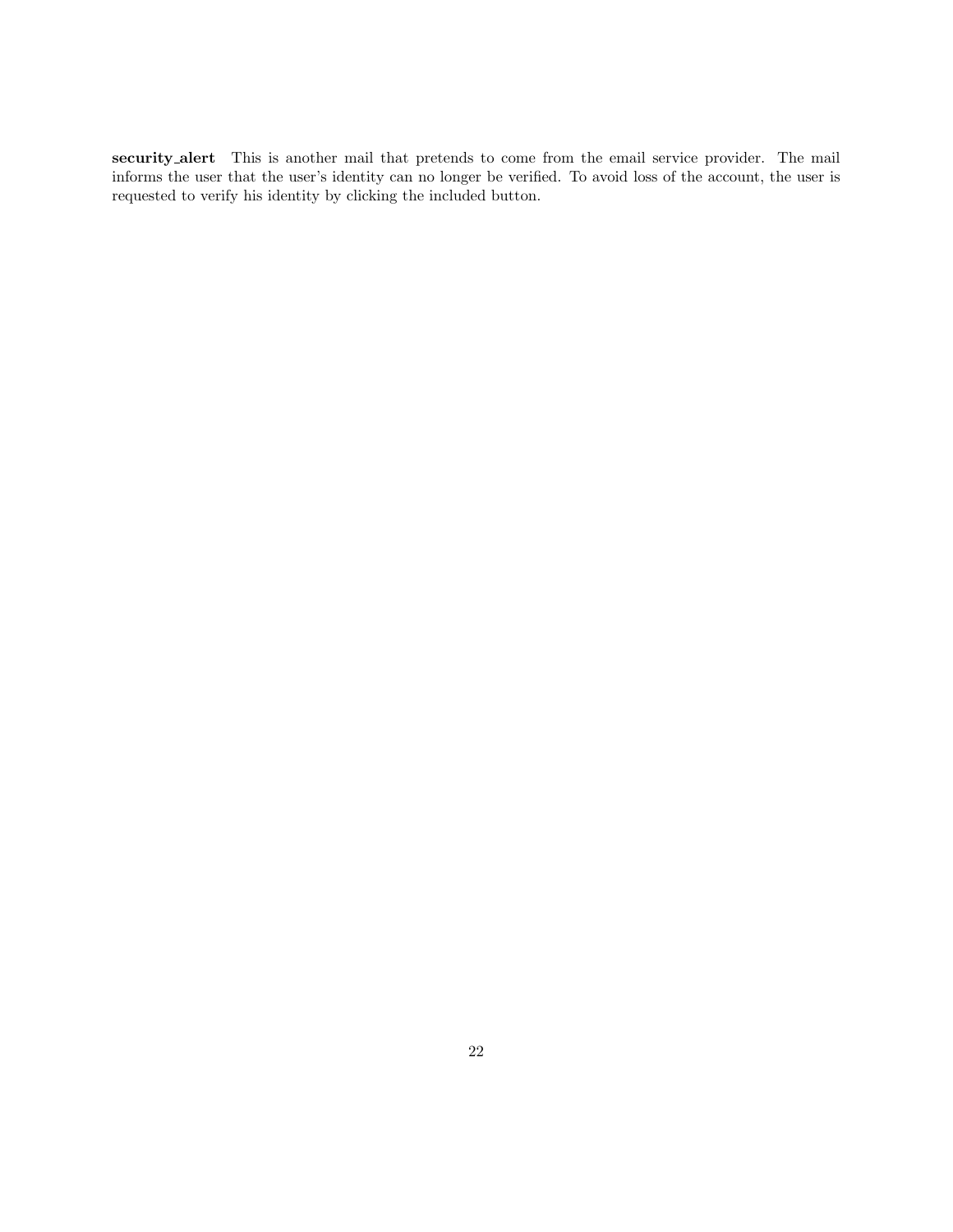**security_alert** This is another mail that pretends to come from the email service provider. The mail informs the user that the user's identity can no longer be verified. To avoid loss of the account, the user is requested to verify his identity by clicking the included button.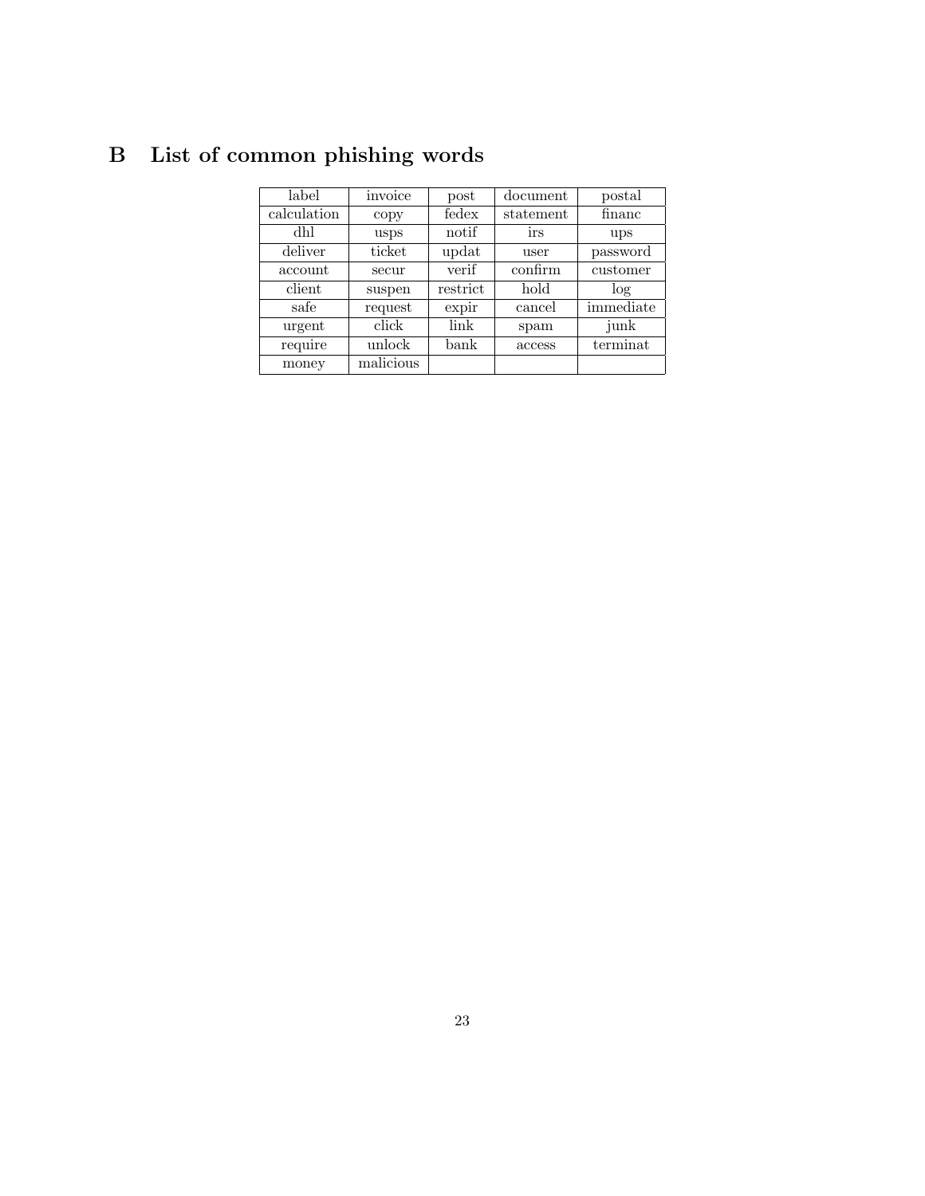## B List of common phishing words

| label | invoice | post | document | postal |
|---|---|---|---|---|
| calculation | copy | fedex | statement | financ |
| dhl | usps | notif | irs | ups |
| deliver | ticket | updat | user | password |
| account | secur | verif | confirm | customer |
| client | suspen | restrict | hold | log |
| safe | request | expir | cancel | immediate |
| urgent | click | link | spam | junk |
| require | unlock | bank | access | terminat |
| money | malicious | | | |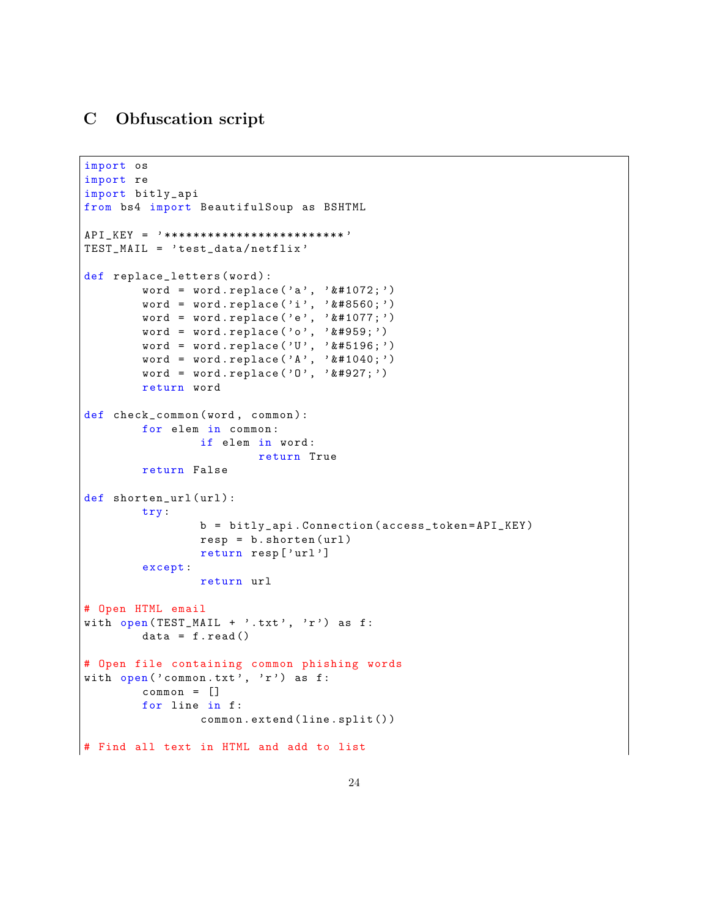## C Obfuscation script

```
import os
import re
import bitly_api
from bs4 import BeautifulSoup as BSHTML

API_KEY = '*************************'
TEST_MAIL = 'test_data/netflix'

def replace_letters(word):
        word = word.replace('a', '&#1072;')
        word = word.replace('i', '&#8560;')
        word = word.replace('e', '&#1077;')
        word = word.replace('o', '&#959;')
        word = word.replace('U', '&#5196;')
        word = word.replace('A', '&#1040;')
        word = word.replace('O', '&#927;')
        return word

def check_common(word, common):
        for elem in common:
                if elem in word:
                        return True
        return False

def shorten_url(url):
        try:
                b = bitly_api.Connection(access_token=API_KEY)
                resp = b.shorten(url)
                return resp['url']
        except:
                return url

# Open HTML email
with open(TEST_MAIL + '.txt', 'r') as f:
        data = f.read()

# Open file containing common phishing words
with open('common.txt', 'r') as f:
        common = []
        for line in f:
                common.extend(line.split())

# Find all text in HTML and add to list
```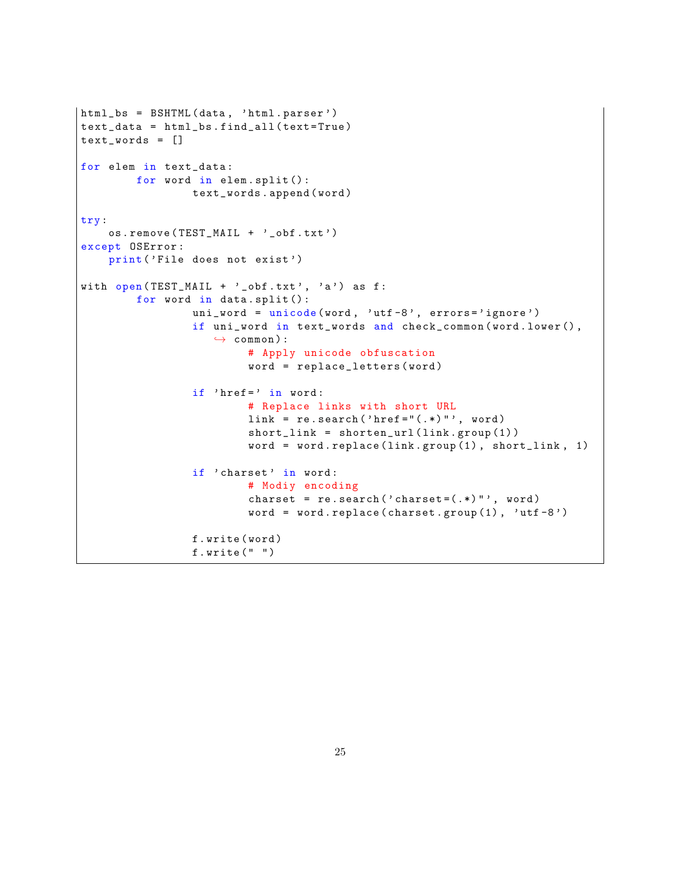```
html_bs = BSHTML(data, 'html.parser')
text_data = html_bs.find_all(text=True)
text_words = []

for elem in text_data:
        for word in elem.split():
                text_words.append(word)

try:
    os.remove(TEST_MAIL + '_obf.txt')
except OSError:
    print('File does not exist')

with open(TEST_MAIL + '_obf.txt', 'a') as f:
        for word in data.split():
                uni_word = unicode(word, 'utf-8', errors='ignore')
                if uni_word in text_words and check_common(word.lower(),
                    ↪ common):
                        # Apply unicode obfuscation
                        word = replace_letters(word)

                if 'href=' in word:
                        # Replace links with short URL
                        link = re.search('href="(.*)"', word)
                        short_link = shorten_url(link.group(1))
                        word = word.replace(link.group(1), short_link, 1)

                if 'charset' in word:
                        # Modiy encoding
                        charset = re.search('charset=(.*)"', word)
                        word = word.replace(charset.group(1), 'utf-8')

                f.write(word)
                f.write(" ")
```